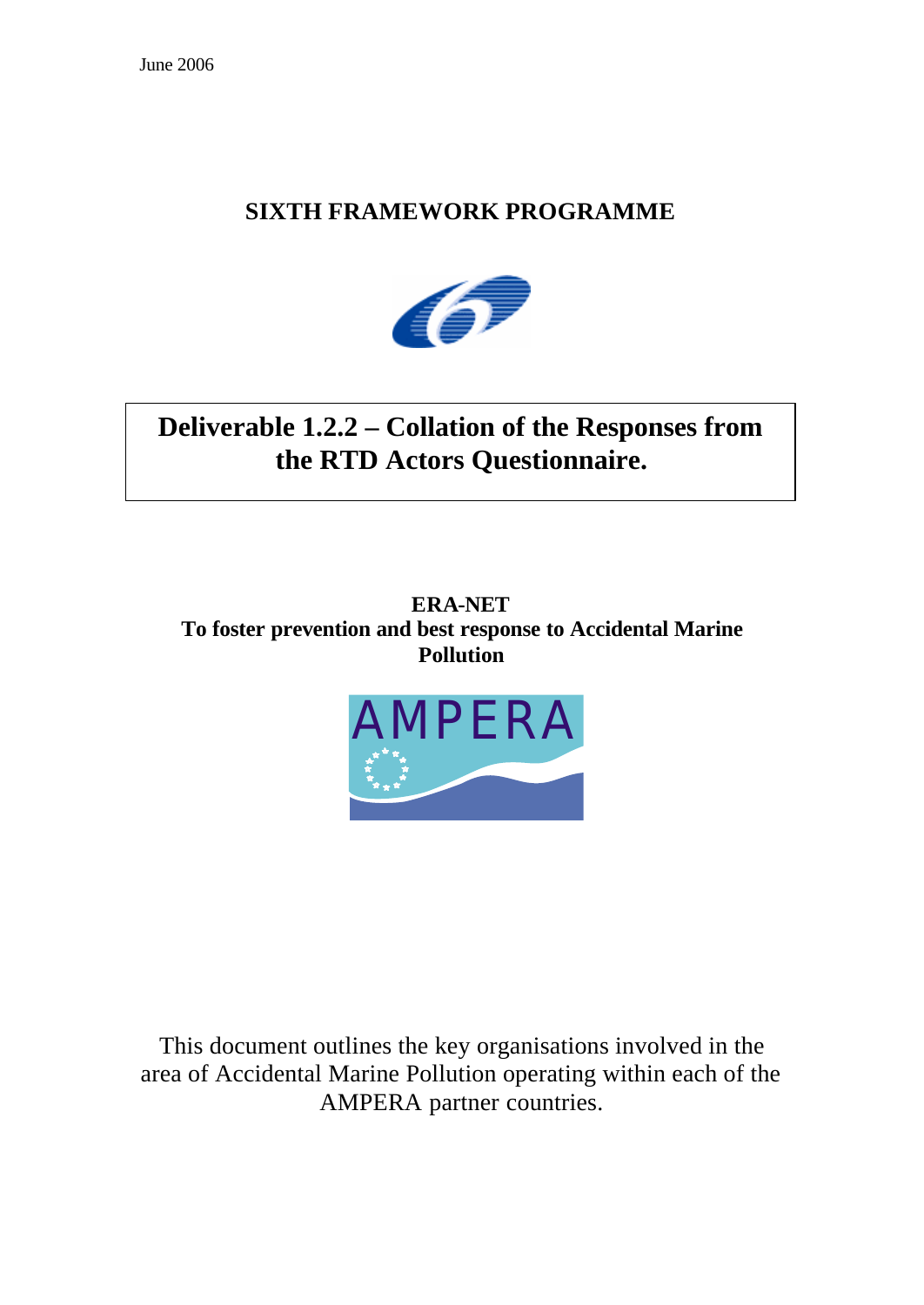June 2006

**SIXTH FRAMEWORK PROGRAMME**

# Deliverable 1.2.2 – Collation of the Responses from the RTD Actors Questionnaire.

**ERA-NET**
**To foster prevention and best response to Accidental Marine Pollution**

AMPERA

This document outlines the key organisations involved in the area of Accidental Marine Pollution operating within each of the AMPERA partner countries.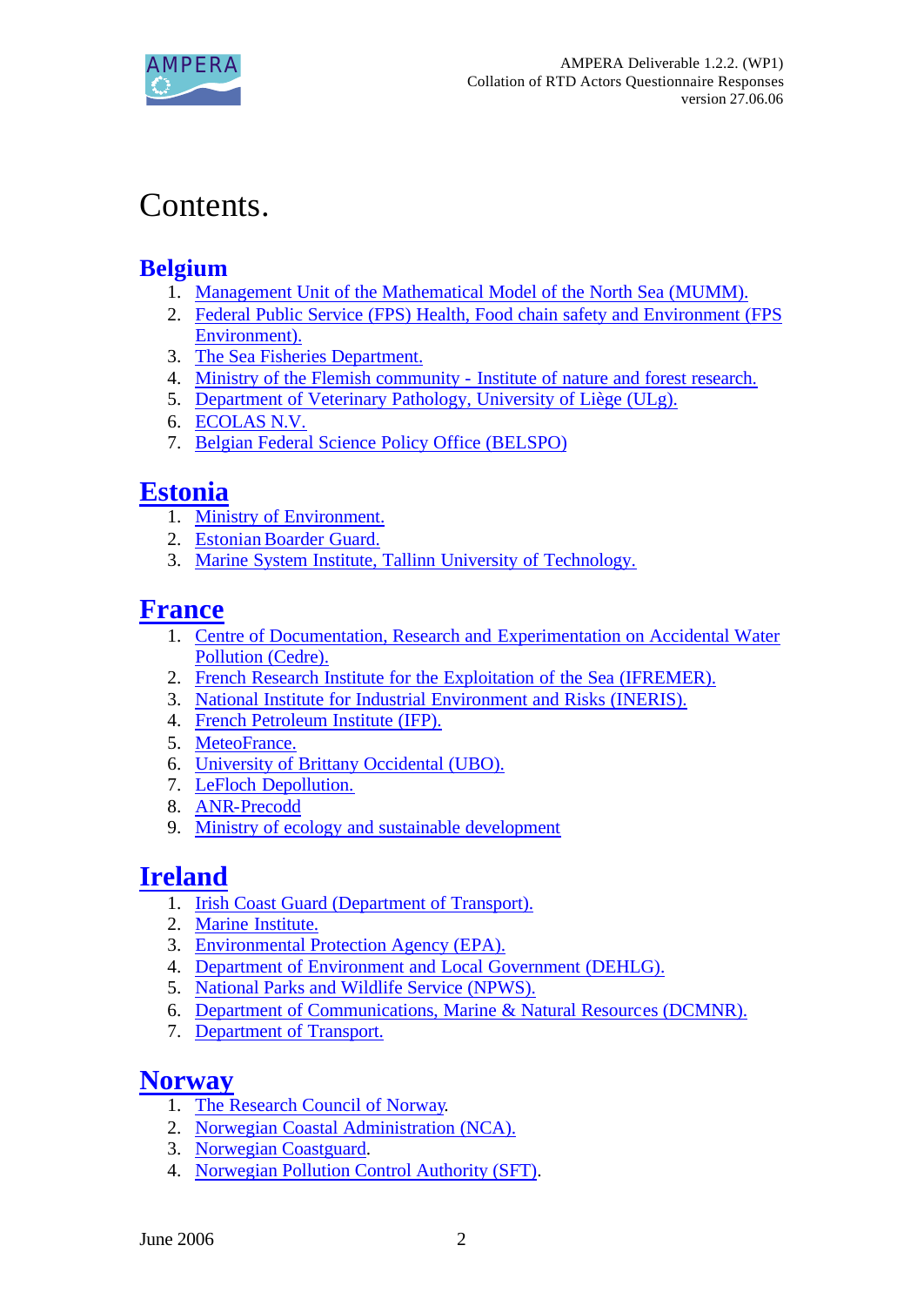# Contents.

## Belgium

1. Management Unit of the Mathematical Model of the North Sea (MUMM).
2. Federal Public Service (FPS) Health, Food chain safety and Environment (FPS Environment).
3. The Sea Fisheries Department.
4. Ministry of the Flemish community - Institute of nature and forest research.
5. Department of Veterinary Pathology, University of Liège (ULg).
6. ECOLAS N.V.
7. Belgian Federal Science Policy Office (BELSPO)

## Estonia

1. Ministry of Environment.
2. Estonian Boarder Guard.
3. Marine System Institute, Tallinn University of Technology.

## France

1. Centre of Documentation, Research and Experimentation on Accidental Water Pollution (Cedre).
2. French Research Institute for the Exploitation of the Sea (IFREMER).
3. National Institute for Industrial Environment and Risks (INERIS).
4. French Petroleum Institute (IFP).
5. MeteoFrance.
6. University of Brittany Occidental (UBO).
7. LeFloch Depollution.
8. ANR-Precodd
9. Ministry of ecology and sustainable development

## Ireland

1. Irish Coast Guard (Department of Transport).
2. Marine Institute.
3. Environmental Protection Agency (EPA).
4. Department of Environment and Local Government (DEHLG).
5. National Parks and Wildlife Service (NPWS).
6. Department of Communications, Marine & Natural Resources (DCMNR).
7. Department of Transport.

## Norway

1. The Research Council of Norway.
2. Norwegian Coastal Administration (NCA).
3. Norwegian Coastguard.
4. Norwegian Pollution Control Authority (SFT).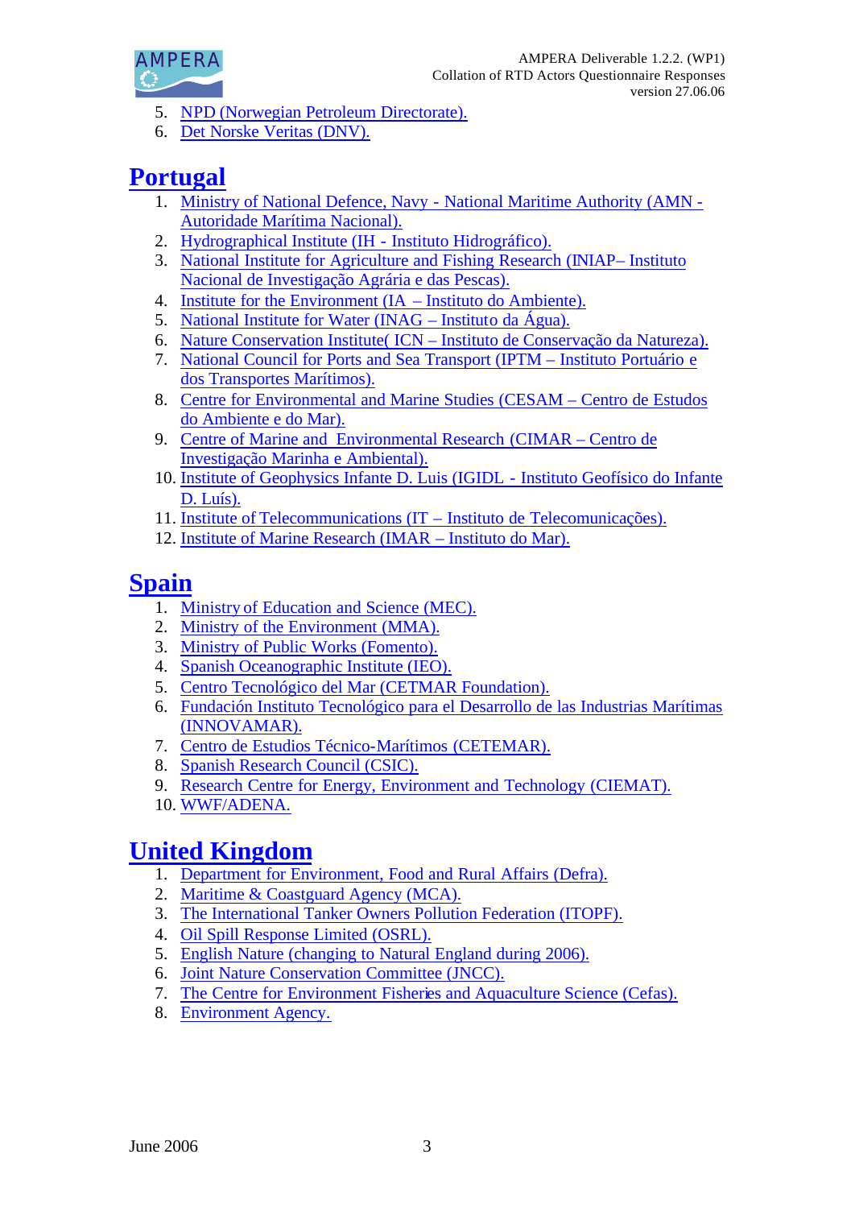5. NPD (Norwegian Petroleum Directorate).
6. Det Norske Veritas (DNV).

## Portugal

1. Ministry of National Defence, Navy - National Maritime Authority (AMN - Autoridade Marítima Nacional).
2. Hydrographical Institute (IH - Instituto Hidrográfico).
3. National Institute for Agriculture and Fishing Research (INIAP– Instituto Nacional de Investigação Agrária e das Pescas).
4. Institute for the Environment (IA – Instituto do Ambiente).
5. National Institute for Water (INAG – Instituto da Água).
6. Nature Conservation Institute( ICN – Instituto de Conservação da Natureza).
7. National Council for Ports and Sea Transport (IPTM – Instituto Portuário e dos Transportes Marítimos).
8. Centre for Environmental and Marine Studies (CESAM – Centro de Estudos do Ambiente e do Mar).
9. Centre of Marine and Environmental Research (CIMAR – Centro de Investigação Marinha e Ambiental).
10. Institute of Geophysics Infante D. Luis (IGIDL - Instituto Geofísico do Infante D. Luís).
11. Institute of Telecommunications (IT – Instituto de Telecomunicações).
12. Institute of Marine Research (IMAR – Instituto do Mar).

## Spain

1. Ministry of Education and Science (MEC).
2. Ministry of the Environment (MMA).
3. Ministry of Public Works (Fomento).
4. Spanish Oceanographic Institute (IEO).
5. Centro Tecnológico del Mar (CETMAR Foundation).
6. Fundación Instituto Tecnológico para el Desarrollo de las Industrias Marítimas (INNOVAMAR).
7. Centro de Estudios Técnico-Marítimos (CETEMAR).
8. Spanish Research Council (CSIC).
9. Research Centre for Energy, Environment and Technology (CIEMAT).
10. WWF/ADENA.

## United Kingdom

1. Department for Environment, Food and Rural Affairs (Defra).
2. Maritime & Coastguard Agency (MCA).
3. The International Tanker Owners Pollution Federation (ITOPF).
4. Oil Spill Response Limited (OSRL).
5. English Nature (changing to Natural England during 2006).
6. Joint Nature Conservation Committee (JNCC).
7. The Centre for Environment Fisheries and Aquaculture Science (Cefas).
8. Environment Agency.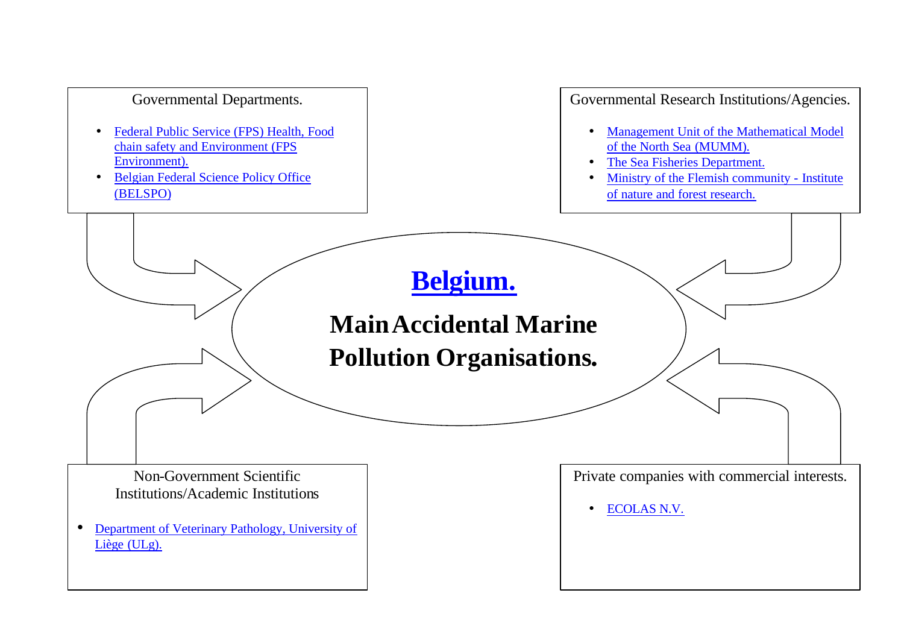# Belgium.

## Main Accidental Marine Pollution Organisations.

### Governmental Departments.

- Federal Public Service (FPS) Health, Food chain safety and Environment (FPS Environment).
- Belgian Federal Science Policy Office (BELSPO)

### Governmental Research Institutions/Agencies.

- Management Unit of the Mathematical Model of the North Sea (MUMM).
- The Sea Fisheries Department.
- Ministry of the Flemish community - Institute of nature and forest research.

### Non-Government Scientific Institutions/Academic Institutions

- Department of Veterinary Pathology, University of Liège (ULg).

### Private companies with commercial interests.

- ECOLAS N.V.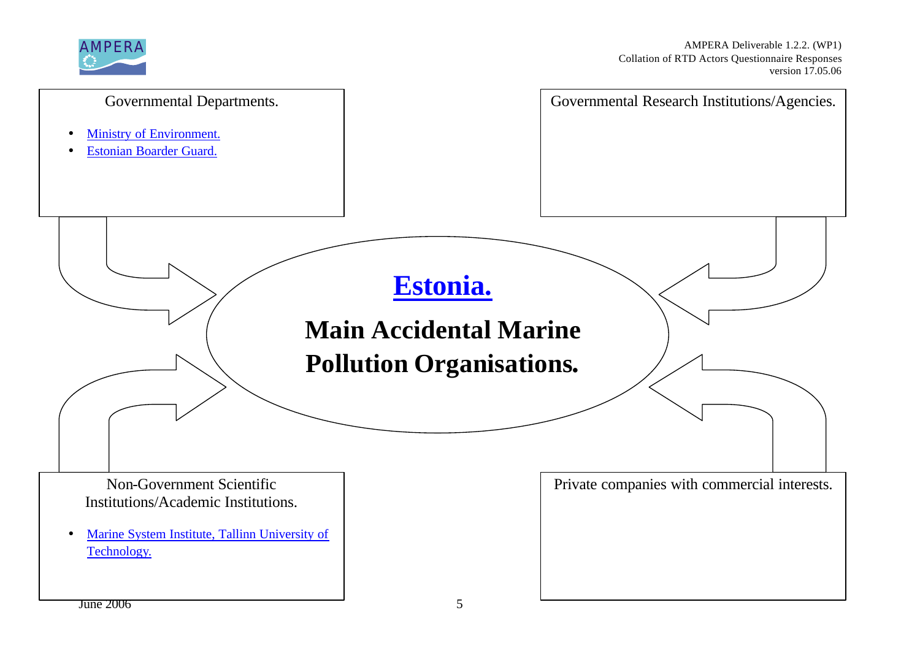# Estonia.

## Main Accidental Marine Pollution Organisations.

Governmental Departments.

- Ministry of Environment.
- Estonian Boarder Guard.

Governmental Research Institutions/Agencies.

Non-Government Scientific Institutions/Academic Institutions.

- Marine System Institute, Tallinn University of Technology.

Private companies with commercial interests.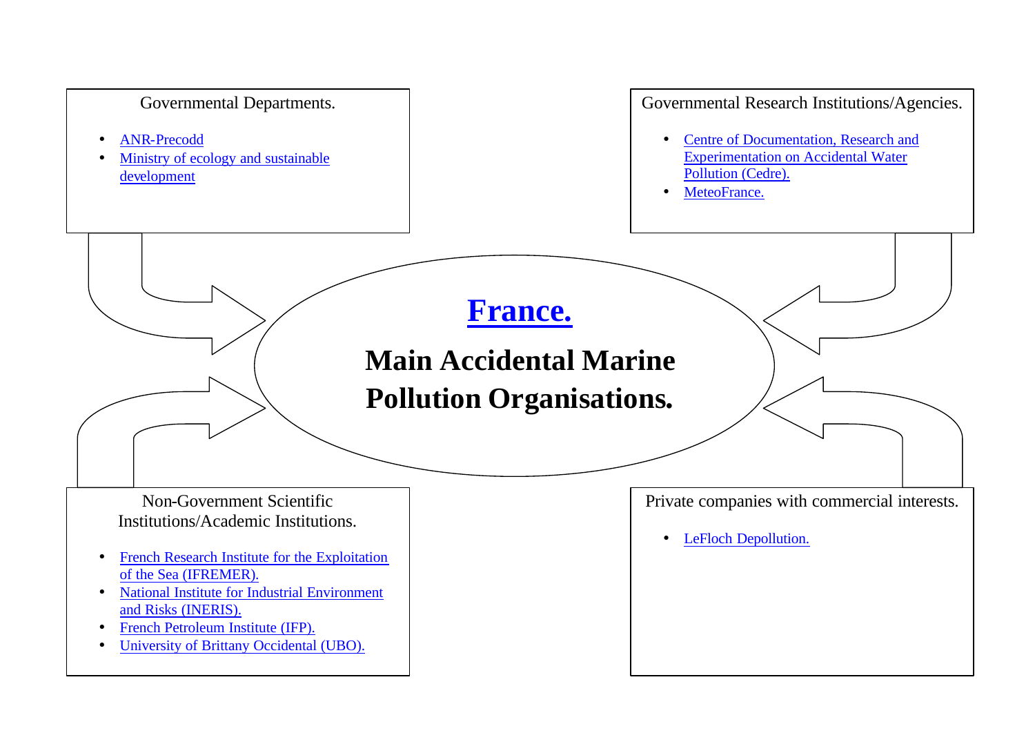# France.

## Main Accidental Marine Pollution Organisations.

### Governmental Departments.

- ANR-Precodd
- Ministry of ecology and sustainable development

### Governmental Research Institutions/Agencies.

- Centre of Documentation, Research and Experimentation on Accidental Water Pollution (Cedre).
- MeteoFrance.

### Non-Government Scientific Institutions/Academic Institutions.

- French Research Institute for the Exploitation of the Sea (IFREMER).
- National Institute for Industrial Environment and Risks (INERIS).
- French Petroleum Institute (IFP).
- University of Brittany Occidental (UBO).

### Private companies with commercial interests.

- LeFloch Depollution.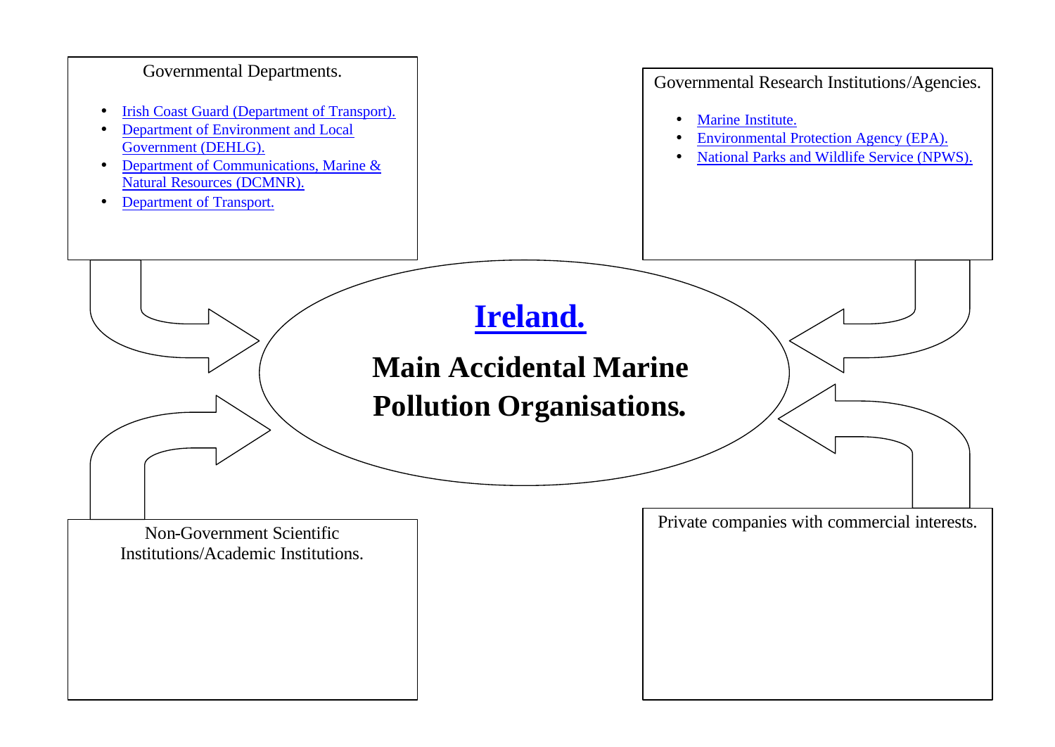# Ireland.

## Main Accidental Marine Pollution Organisations.

### Governmental Departments.

- Irish Coast Guard (Department of Transport).
- Department of Environment and Local Government (DEHLG).
- Department of Communications, Marine & Natural Resources (DCMNR).
- Department of Transport.

### Governmental Research Institutions/Agencies.

- Marine Institute.
- Environmental Protection Agency (EPA).
- National Parks and Wildlife Service (NPWS).

### Non-Government Scientific Institutions/Academic Institutions.

### Private companies with commercial interests.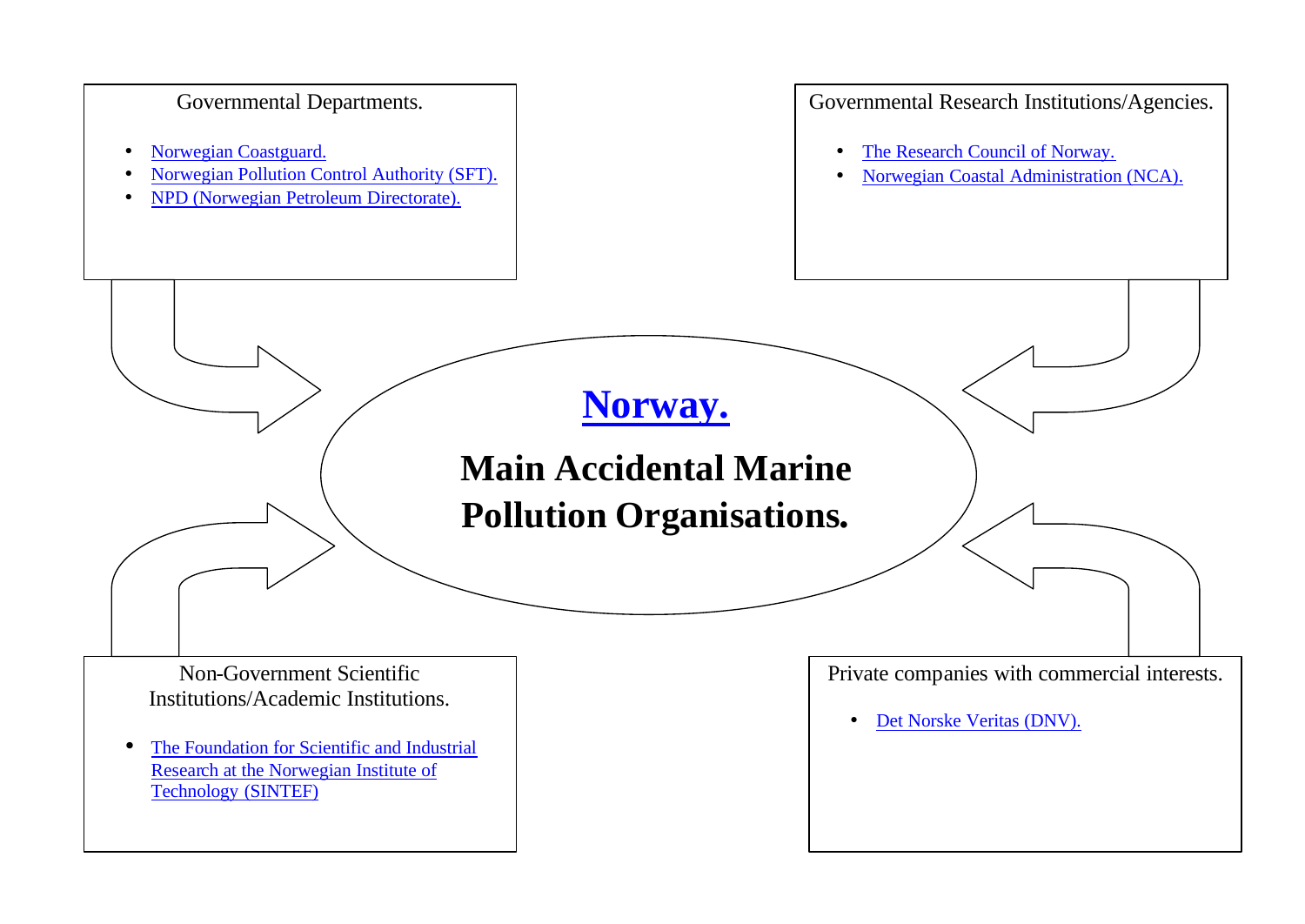# Norway.

## Main Accidental Marine Pollution Organisations.

Governmental Departments.

- Norwegian Coastguard.
- Norwegian Pollution Control Authority (SFT).
- NPD (Norwegian Petroleum Directorate).

Governmental Research Institutions/Agencies.

- The Research Council of Norway.
- Norwegian Coastal Administration (NCA).

Non-Government Scientific Institutions/Academic Institutions.

- The Foundation for Scientific and Industrial Research at the Norwegian Institute of Technology (SINTEF)

Private companies with commercial interests.

- Det Norske Veritas (DNV).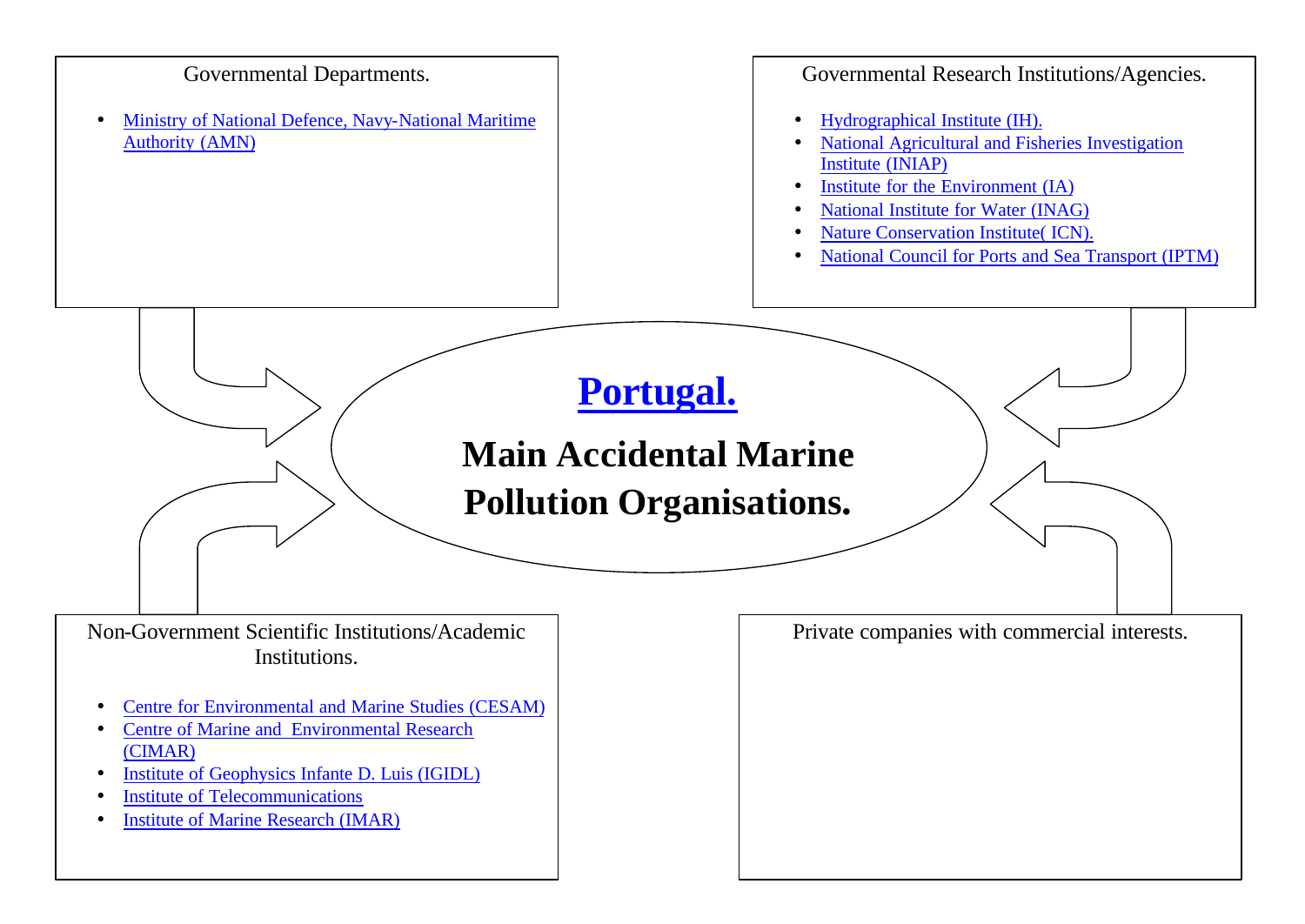# Portugal.

## Main Accidental Marine Pollution Organisations.

### Governmental Departments.

- Ministry of National Defence, Navy-National Maritime Authority (AMN)

### Governmental Research Institutions/Agencies.

- Hydrographical Institute (IH).
- National Agricultural and Fisheries Investigation Institute (INIAP)
- Institute for the Environment (IA)
- National Institute for Water (INAG)
- Nature Conservation Institute( ICN).
- National Council for Ports and Sea Transport (IPTM)

### Non-Government Scientific Institutions/Academic Institutions.

- Centre for Environmental and Marine Studies (CESAM)
- Centre of Marine and Environmental Research (CIMAR)
- Institute of Geophysics Infante D. Luis (IGIDL)
- Institute of Telecommunications
- Institute of Marine Research (IMAR)

### Private companies with commercial interests.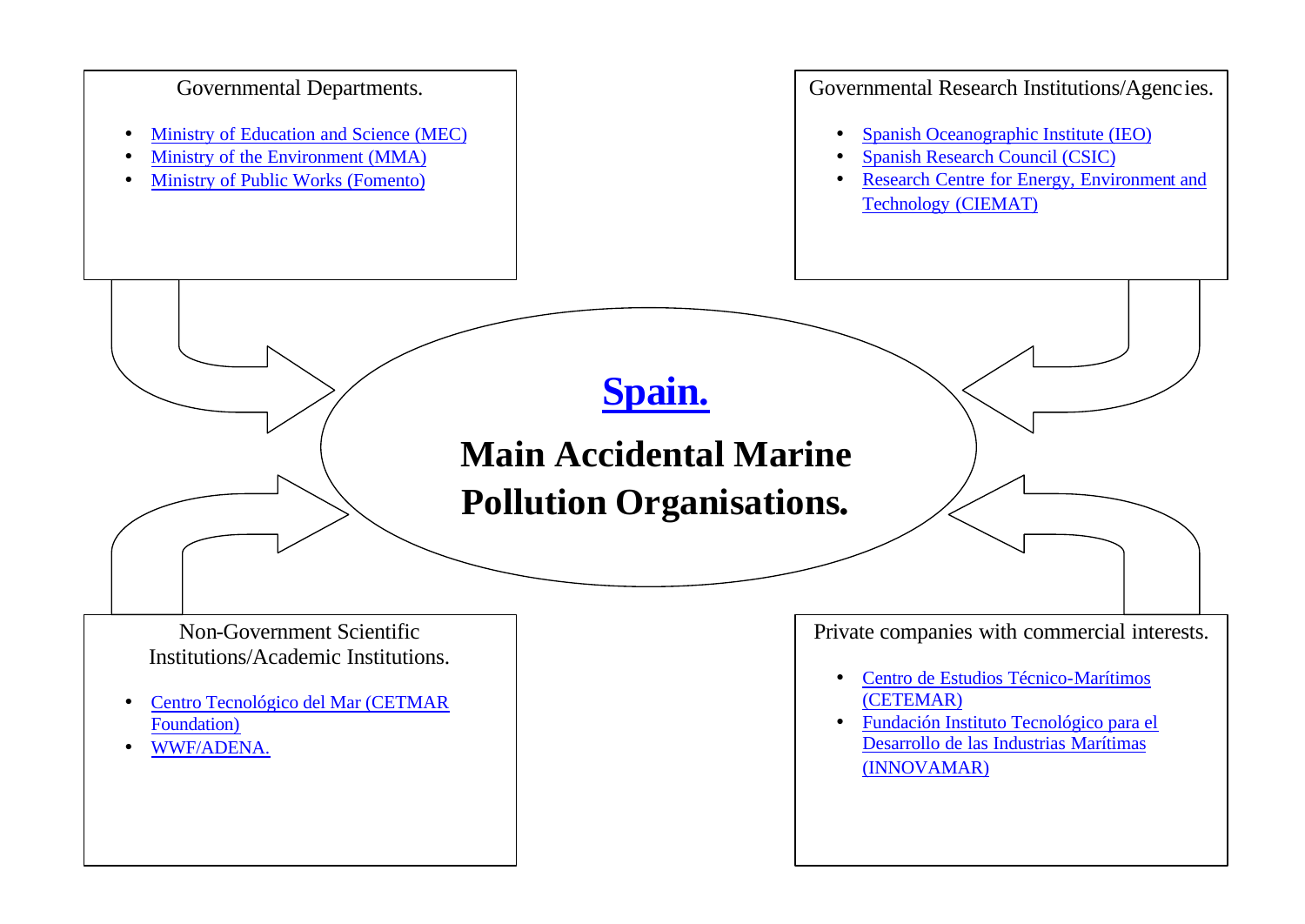# Spain.

## Main Accidental Marine Pollution Organisations.

### Governmental Departments.

- Ministry of Education and Science (MEC)
- Ministry of the Environment (MMA)
- Ministry of Public Works (Fomento)

### Governmental Research Institutions/Agencies.

- Spanish Oceanographic Institute (IEO)
- Spanish Research Council (CSIC)
- Research Centre for Energy, Environment and Technology (CIEMAT)

### Non-Government Scientific Institutions/Academic Institutions.

- Centro Tecnológico del Mar (CETMAR Foundation)
- WWF/ADENA.

### Private companies with commercial interests.

- Centro de Estudios Técnico-Marítimos (CETEMAR)
- Fundación Instituto Tecnológico para el Desarrollo de las Industrias Marítimas (INNOVAMAR)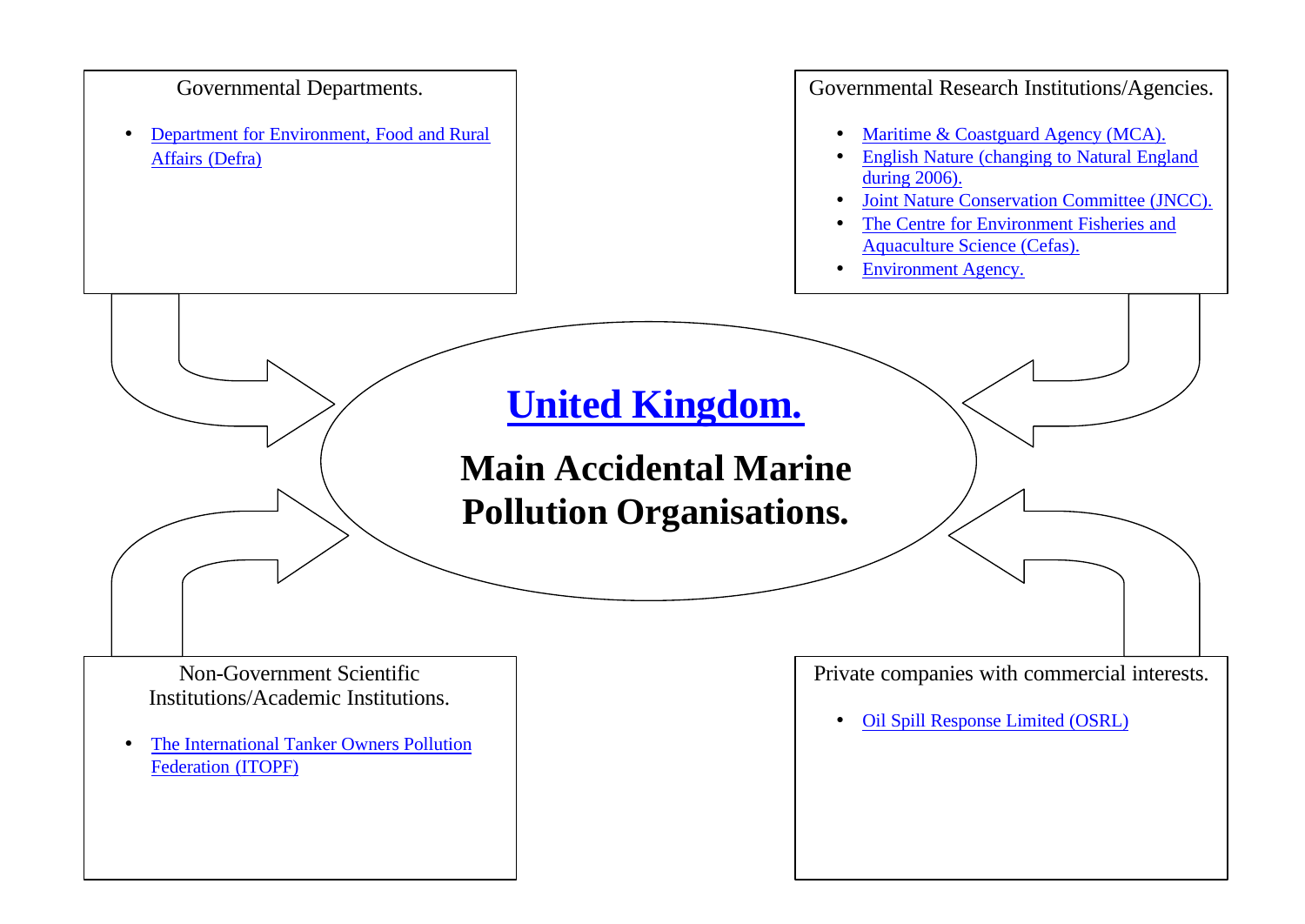# United Kingdom.

## Main Accidental Marine Pollution Organisations.

### Governmental Departments.

- Department for Environment, Food and Rural Affairs (Defra)

### Governmental Research Institutions/Agencies.

- Maritime & Coastguard Agency (MCA).
- English Nature (changing to Natural England during 2006).
- Joint Nature Conservation Committee (JNCC).
- The Centre for Environment Fisheries and Aquaculture Science (Cefas).
- Environment Agency.

### Non-Government Scientific Institutions/Academic Institutions.

- The International Tanker Owners Pollution Federation (ITOPF)

### Private companies with commercial interests.

- Oil Spill Response Limited (OSRL)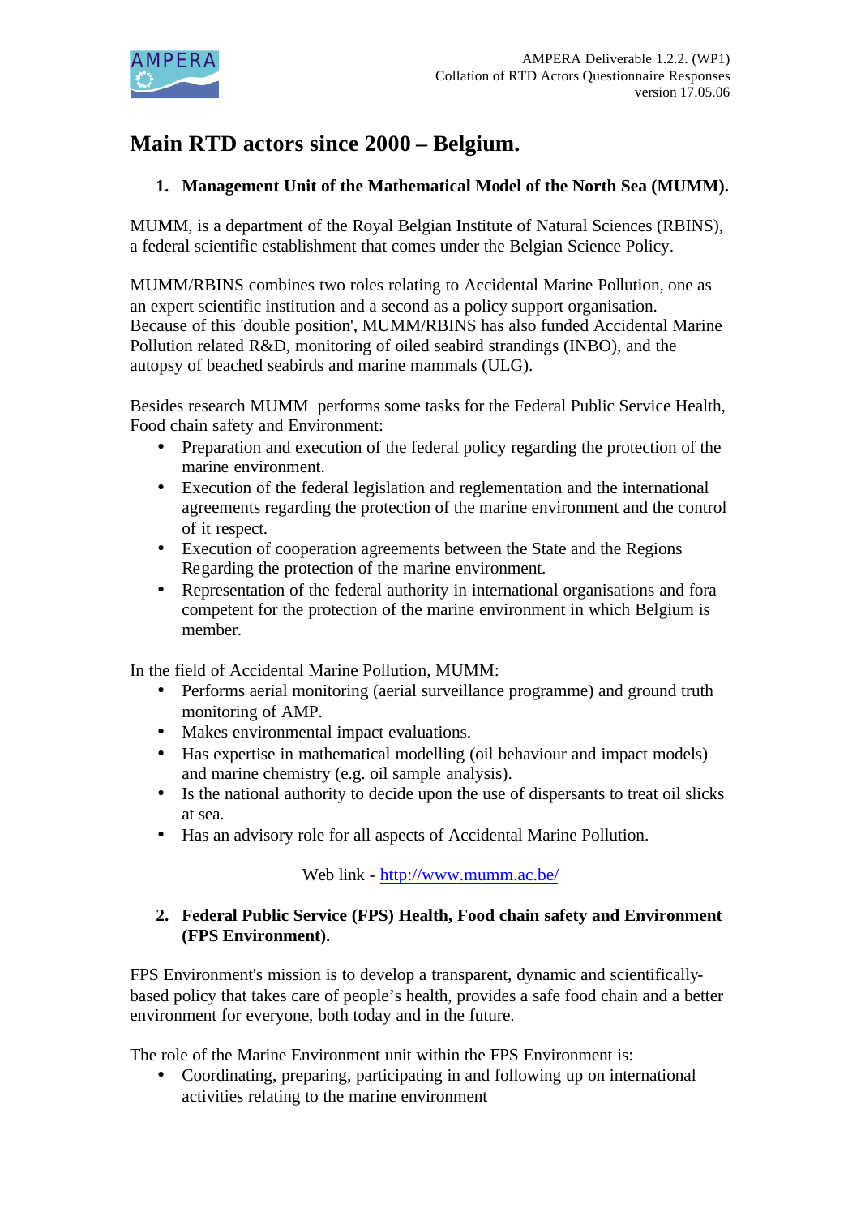# Main RTD actors since 2000 – Belgium.

## 1. Management Unit of the Mathematical Model of the North Sea (MUMM).

MUMM, is a department of the Royal Belgian Institute of Natural Sciences (RBINS), a federal scientific establishment that comes under the Belgian Science Policy.

MUMM/RBINS combines two roles relating to Accidental Marine Pollution, one as an expert scientific institution and a second as a policy support organisation. Because of this 'double position', MUMM/RBINS has also funded Accidental Marine Pollution related R&D, monitoring of oiled seabird strandings (INBO), and the autopsy of beached seabirds and marine mammals (ULG).

Besides research MUMM performs some tasks for the Federal Public Service Health, Food chain safety and Environment:

- Preparation and execution of the federal policy regarding the protection of the marine environment.
- Execution of the federal legislation and reglementation and the international agreements regarding the protection of the marine environment and the control of it respect.
- Execution of cooperation agreements between the State and the Regions Regarding the protection of the marine environment.
- Representation of the federal authority in international organisations and fora competent for the protection of the marine environment in which Belgium is member.

In the field of Accidental Marine Pollution, MUMM:

- Performs aerial monitoring (aerial surveillance programme) and ground truth monitoring of AMP.
- Makes environmental impact evaluations.
- Has expertise in mathematical modelling (oil behaviour and impact models) and marine chemistry (e.g. oil sample analysis).
- Is the national authority to decide upon the use of dispersants to treat oil slicks at sea.
- Has an advisory role for all aspects of Accidental Marine Pollution.

Web link - http://www.mumm.ac.be/

## 2. Federal Public Service (FPS) Health, Food chain safety and Environment (FPS Environment).

FPS Environment's mission is to develop a transparent, dynamic and scientifically-based policy that takes care of people's health, provides a safe food chain and a better environment for everyone, both today and in the future.

The role of the Marine Environment unit within the FPS Environment is:

- Coordinating, preparing, participating in and following up on international activities relating to the marine environment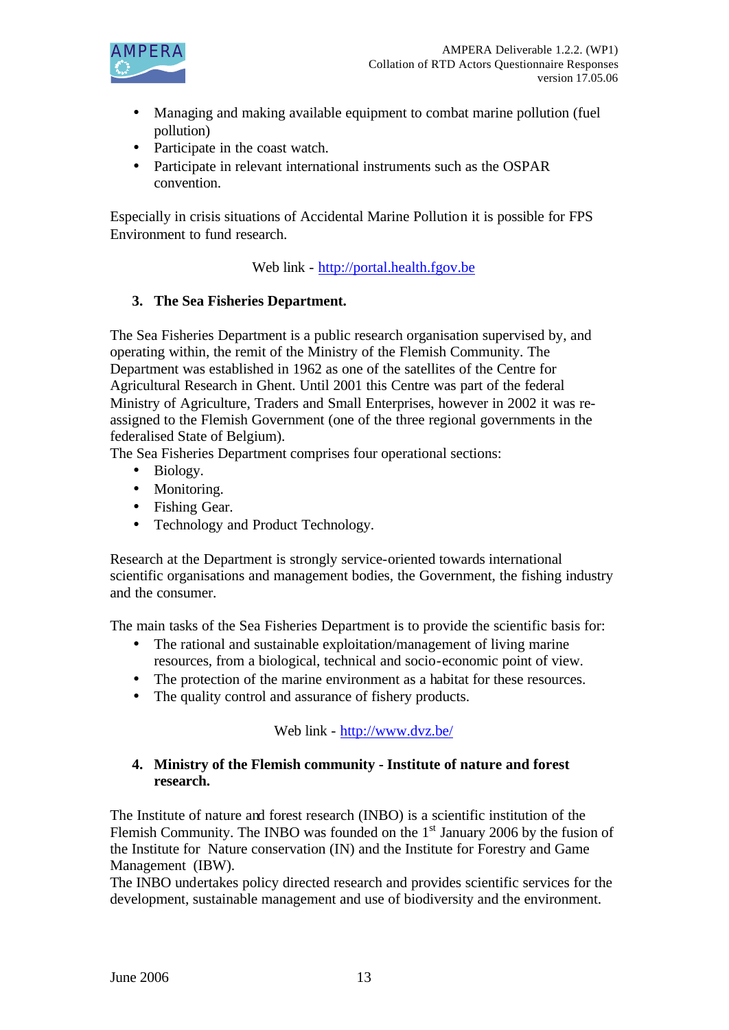- Managing and making available equipment to combat marine pollution (fuel pollution)
- Participate in the coast watch.
- Participate in relevant international instruments such as the OSPAR convention.

Especially in crisis situations of Accidental Marine Pollution it is possible for FPS Environment to fund research.

Web link - http://portal.health.fgov.be

3. **The Sea Fisheries Department.**

The Sea Fisheries Department is a public research organisation supervised by, and operating within, the remit of the Ministry of the Flemish Community. The Department was established in 1962 as one of the satellites of the Centre for Agricultural Research in Ghent. Until 2001 this Centre was part of the federal Ministry of Agriculture, Traders and Small Enterprises, however in 2002 it was re-assigned to the Flemish Government (one of the three regional governments in the federalised State of Belgium).
The Sea Fisheries Department comprises four operational sections:

- Biology.
- Monitoring.
- Fishing Gear.
- Technology and Product Technology.

Research at the Department is strongly service-oriented towards international scientific organisations and management bodies, the Government, the fishing industry and the consumer.

The main tasks of the Sea Fisheries Department is to provide the scientific basis for:

- The rational and sustainable exploitation/management of living marine resources, from a biological, technical and socio-economic point of view.
- The protection of the marine environment as a habitat for these resources.
- The quality control and assurance of fishery products.

Web link - http://www.dvz.be/

4. **Ministry of the Flemish community - Institute of nature and forest research.**

The Institute of nature and forest research (INBO) is a scientific institution of the Flemish Community. The INBO was founded on the 1st January 2006 by the fusion of the Institute for Nature conservation (IN) and the Institute for Forestry and Game Management (IBW).
The INBO undertakes policy directed research and provides scientific services for the development, sustainable management and use of biodiversity and the environment.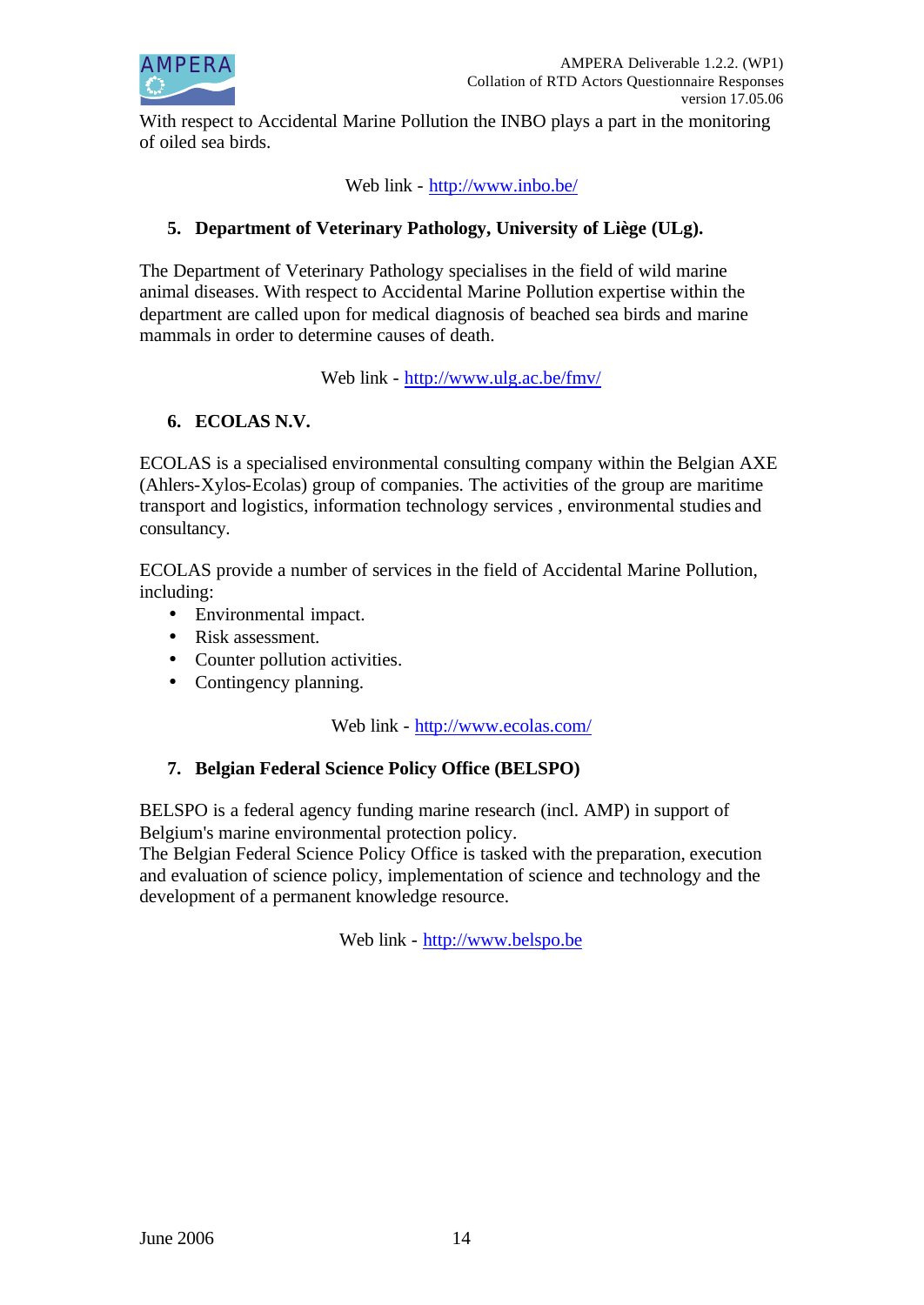With respect to Accidental Marine Pollution the INBO plays a part in the monitoring of oiled sea birds.

Web link - http://www.inbo.be/

5. **Department of Veterinary Pathology, University of Liège (ULg).**

The Department of Veterinary Pathology specialises in the field of wild marine animal diseases. With respect to Accidental Marine Pollution expertise within the department are called upon for medical diagnosis of beached sea birds and marine mammals in order to determine causes of death.

Web link - http://www.ulg.ac.be/fmv/

6. **ECOLAS N.V.**

ECOLAS is a specialised environmental consulting company within the Belgian AXE (Ahlers-Xylos-Ecolas) group of companies. The activities of the group are maritime transport and logistics, information technology services , environmental studies and consultancy.

ECOLAS provide a number of services in the field of Accidental Marine Pollution, including:

- Environmental impact.
- Risk assessment.
- Counter pollution activities.
- Contingency planning.

Web link - http://www.ecolas.com/

7. **Belgian Federal Science Policy Office (BELSPO)**

BELSPO is a federal agency funding marine research (incl. AMP) in support of Belgium's marine environmental protection policy.
The Belgian Federal Science Policy Office is tasked with the preparation, execution and evaluation of science policy, implementation of science and technology and the development of a permanent knowledge resource.

Web link - http://www.belspo.be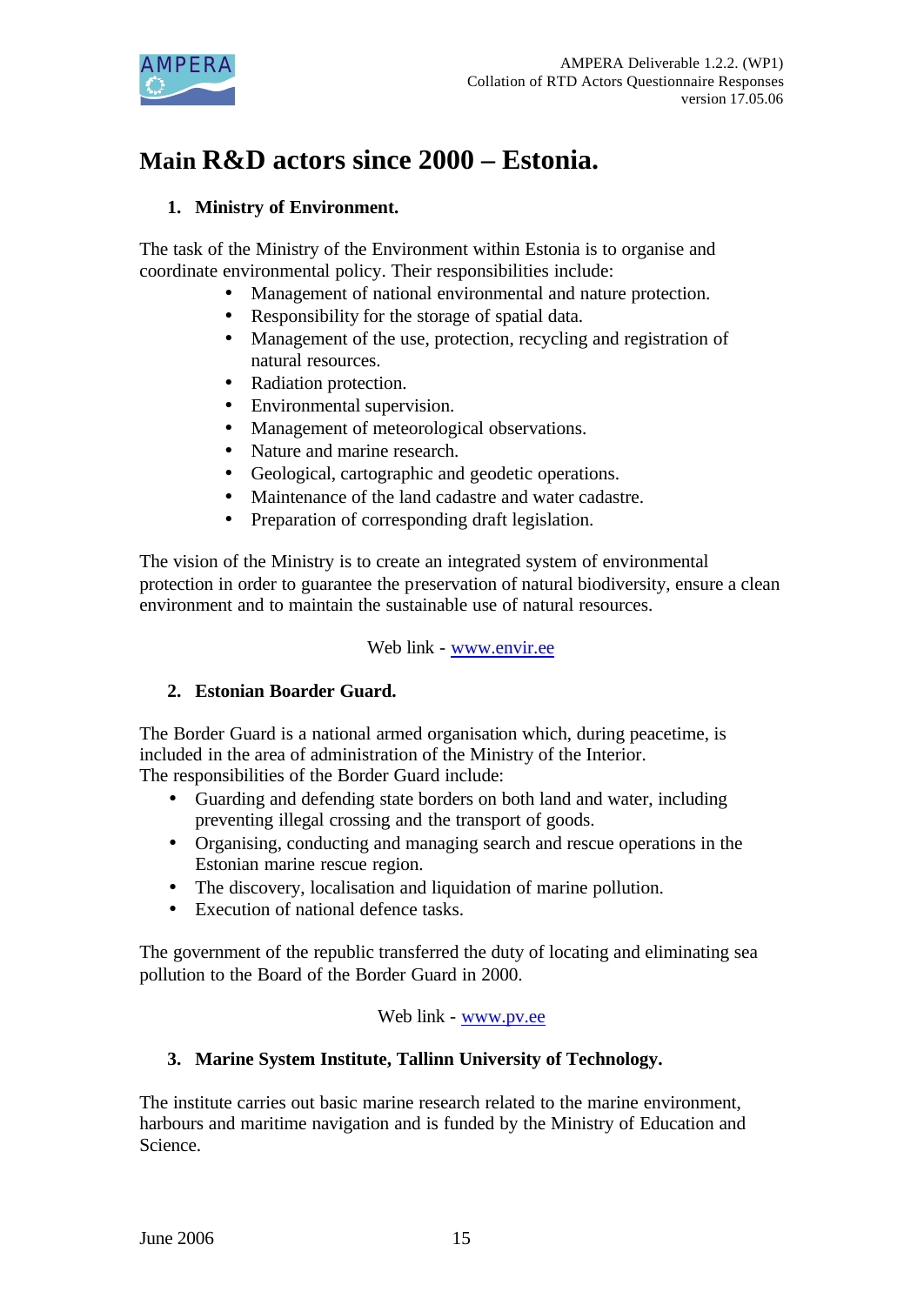# Main R&D actors since 2000 – Estonia.

1. **Ministry of Environment.**

The task of the Ministry of the Environment within Estonia is to organise and coordinate environmental policy. Their responsibilities include:

- Management of national environmental and nature protection.
- Responsibility for the storage of spatial data.
- Management of the use, protection, recycling and registration of natural resources.
- Radiation protection.
- Environmental supervision.
- Management of meteorological observations.
- Nature and marine research.
- Geological, cartographic and geodetic operations.
- Maintenance of the land cadastre and water cadastre.
- Preparation of corresponding draft legislation.

The vision of the Ministry is to create an integrated system of environmental protection in order to guarantee the preservation of natural biodiversity, ensure a clean environment and to maintain the sustainable use of natural resources.

Web link - www.envir.ee

2. **Estonian Boarder Guard.**

The Border Guard is a national armed organisation which, during peacetime, is included in the area of administration of the Ministry of the Interior.
The responsibilities of the Border Guard include:

- Guarding and defending state borders on both land and water, including preventing illegal crossing and the transport of goods.
- Organising, conducting and managing search and rescue operations in the Estonian marine rescue region.
- The discovery, localisation and liquidation of marine pollution.
- Execution of national defence tasks.

The government of the republic transferred the duty of locating and eliminating sea pollution to the Board of the Border Guard in 2000.

Web link - www.pv.ee

3. **Marine System Institute, Tallinn University of Technology.**

The institute carries out basic marine research related to the marine environment, harbours and maritime navigation and is funded by the Ministry of Education and Science.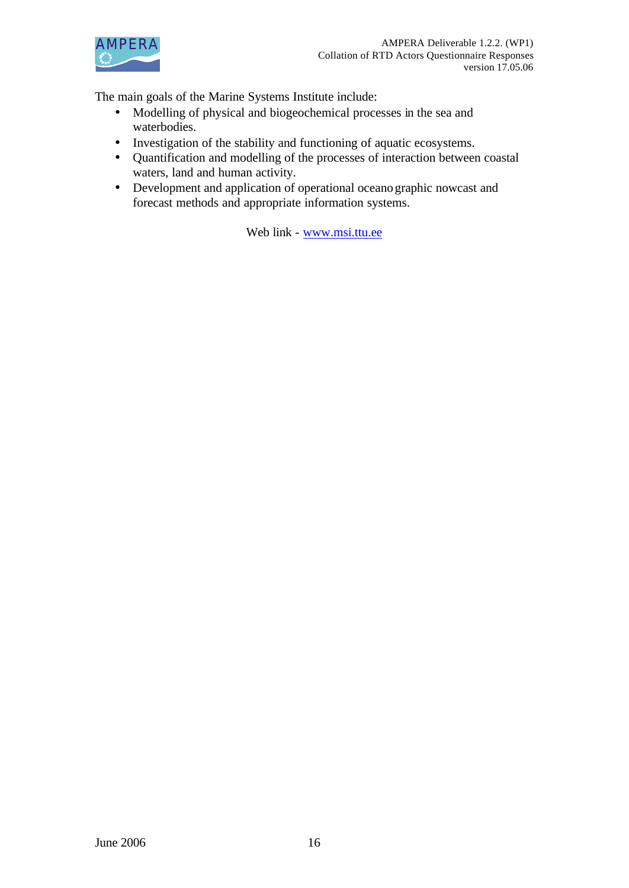The main goals of the Marine Systems Institute include:

- Modelling of physical and biogeochemical processes in the sea and waterbodies.
- Investigation of the stability and functioning of aquatic ecosystems.
- Quantification and modelling of the processes of interaction between coastal waters, land and human activity.
- Development and application of operational oceanographic nowcast and forecast methods and appropriate information systems.

Web link - www.msi.ttu.ee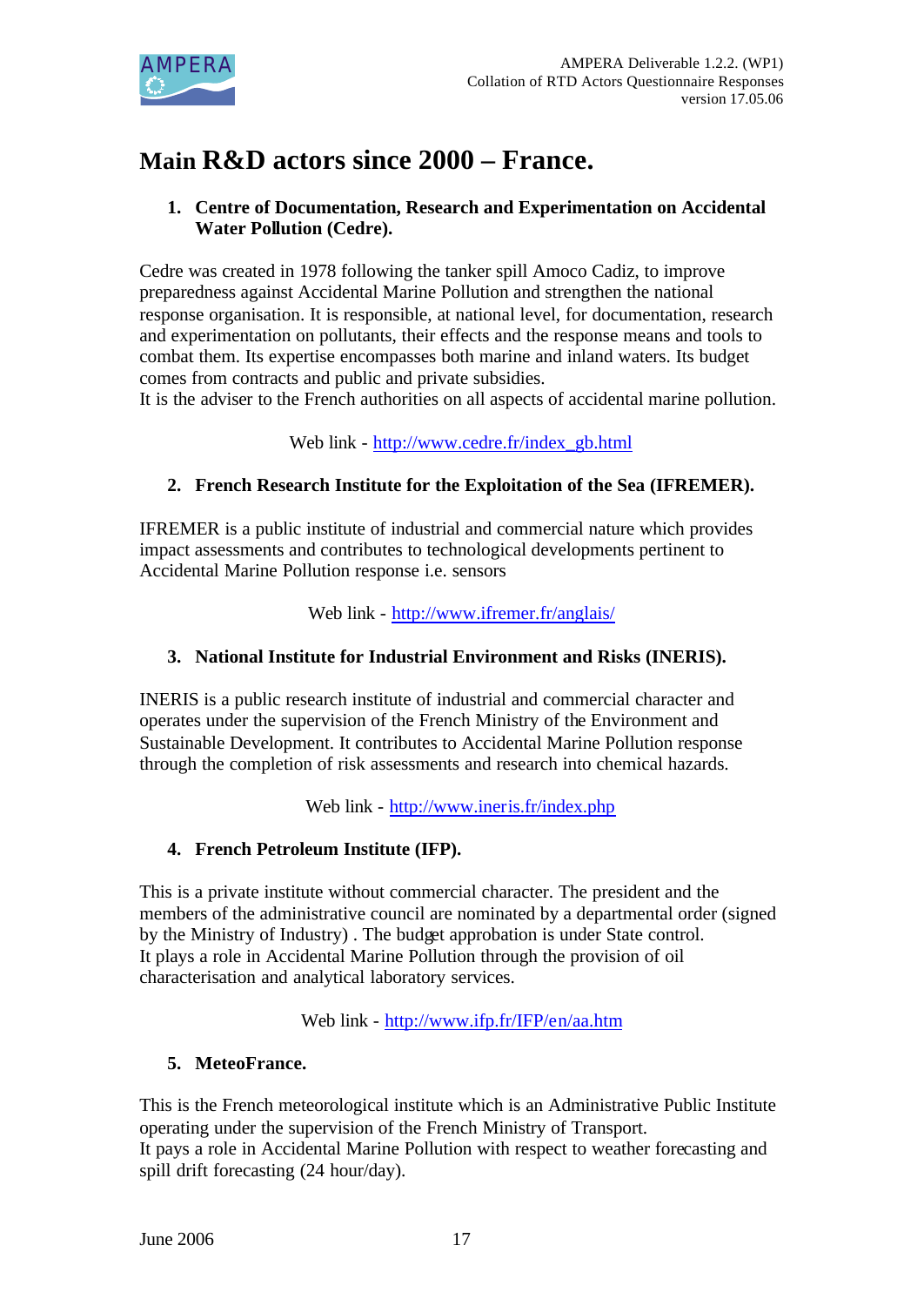# Main R&D actors since 2000 – France.

1. **Centre of Documentation, Research and Experimentation on Accidental Water Pollution (Cedre).**

Cedre was created in 1978 following the tanker spill Amoco Cadiz, to improve preparedness against Accidental Marine Pollution and strengthen the national response organisation. It is responsible, at national level, for documentation, research and experimentation on pollutants, their effects and the response means and tools to combat them. Its expertise encompasses both marine and inland waters. Its budget comes from contracts and public and private subsidies.
It is the adviser to the French authorities on all aspects of accidental marine pollution.

Web link - http://www.cedre.fr/index_gb.html

2. **French Research Institute for the Exploitation of the Sea (IFREMER).**

IFREMER is a public institute of industrial and commercial nature which provides impact assessments and contributes to technological developments pertinent to Accidental Marine Pollution response i.e. sensors

Web link - http://www.ifremer.fr/anglais/

3. **National Institute for Industrial Environment and Risks (INERIS).**

INERIS is a public research institute of industrial and commercial character and operates under the supervision of the French Ministry of the Environment and Sustainable Development. It contributes to Accidental Marine Pollution response through the completion of risk assessments and research into chemical hazards.

Web link - http://www.ineris.fr/index.php

4. **French Petroleum Institute (IFP).**

This is a private institute without commercial character. The president and the members of the administrative council are nominated by a departmental order (signed by the Ministry of Industry) . The budget approbation is under State control.
It plays a role in Accidental Marine Pollution through the provision of oil characterisation and analytical laboratory services.

Web link - http://www.ifp.fr/IFP/en/aa.htm

5. **MeteoFrance.**

This is the French meteorological institute which is an Administrative Public Institute operating under the supervision of the French Ministry of Transport.
It pays a role in Accidental Marine Pollution with respect to weather forecasting and spill drift forecasting (24 hour/day).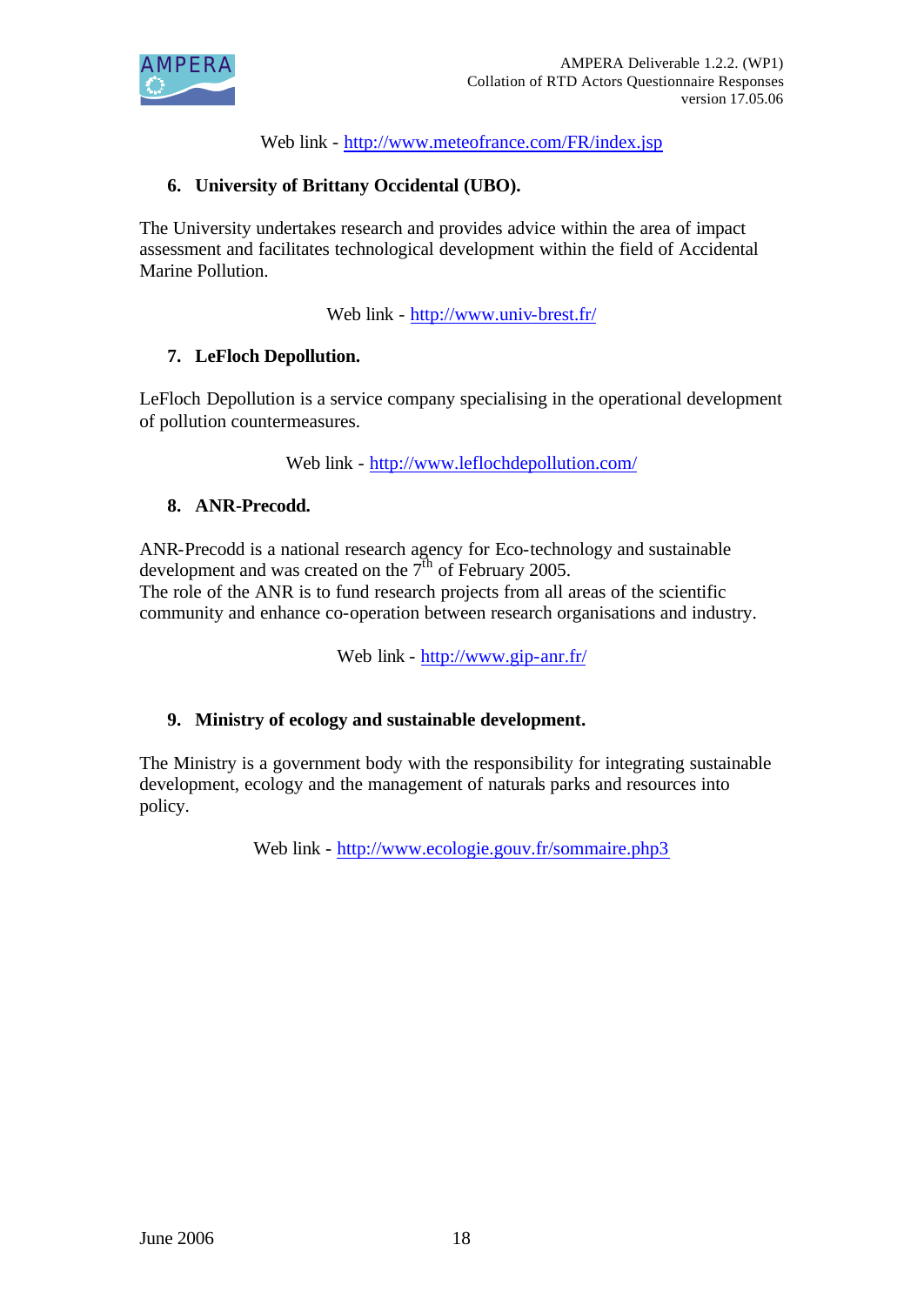Web link - http://www.meteofrance.com/FR/index.jsp

### 6. University of Brittany Occidental (UBO).

The University undertakes research and provides advice within the area of impact assessment and facilitates technological development within the field of Accidental Marine Pollution.

Web link - http://www.univ-brest.fr/

### 7. LeFloch Depollution.

LeFloch Depollution is a service company specialising in the operational development of pollution countermeasures.

Web link - http://www.leflochdepollution.com/

### 8. ANR-Precodd.

ANR-Precodd is a national research agency for Eco-technology and sustainable development and was created on the 7th of February 2005.
The role of the ANR is to fund research projects from all areas of the scientific community and enhance co-operation between research organisations and industry.

Web link - http://www.gip-anr.fr/

### 9. Ministry of ecology and sustainable development.

The Ministry is a government body with the responsibility for integrating sustainable development, ecology and the management of naturals parks and resources into policy.

Web link - http://www.ecologie.gouv.fr/sommaire.php3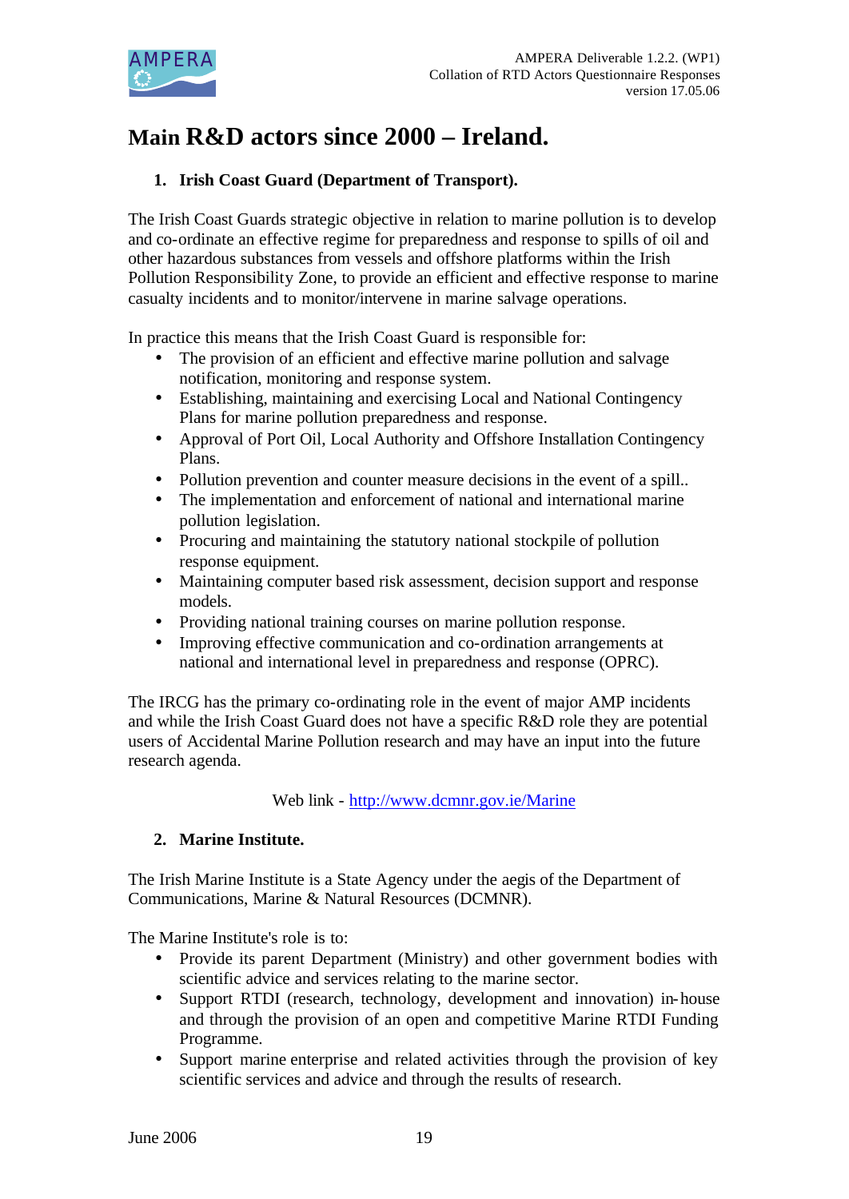# Main R&D actors since 2000 – Ireland.

1. **Irish Coast Guard (Department of Transport).**

The Irish Coast Guards strategic objective in relation to marine pollution is to develop and co-ordinate an effective regime for preparedness and response to spills of oil and other hazardous substances from vessels and offshore platforms within the Irish Pollution Responsibility Zone, to provide an efficient and effective response to marine casualty incidents and to monitor/intervene in marine salvage operations.

In practice this means that the Irish Coast Guard is responsible for:

- The provision of an efficient and effective marine pollution and salvage notification, monitoring and response system.
- Establishing, maintaining and exercising Local and National Contingency Plans for marine pollution preparedness and response.
- Approval of Port Oil, Local Authority and Offshore Installation Contingency Plans.
- Pollution prevention and counter measure decisions in the event of a spill..
- The implementation and enforcement of national and international marine pollution legislation.
- Procuring and maintaining the statutory national stockpile of pollution response equipment.
- Maintaining computer based risk assessment, decision support and response models.
- Providing national training courses on marine pollution response.
- Improving effective communication and co-ordination arrangements at national and international level in preparedness and response (OPRC).

The IRCG has the primary co-ordinating role in the event of major AMP incidents and while the Irish Coast Guard does not have a specific R&D role they are potential users of Accidental Marine Pollution research and may have an input into the future research agenda.

Web link - http://www.dcmnr.gov.ie/Marine

2. **Marine Institute.**

The Irish Marine Institute is a State Agency under the aegis of the Department of Communications, Marine & Natural Resources (DCMNR).

The Marine Institute's role is to:

- Provide its parent Department (Ministry) and other government bodies with scientific advice and services relating to the marine sector.
- Support RTDI (research, technology, development and innovation) in-house and through the provision of an open and competitive Marine RTDI Funding Programme.
- Support marine enterprise and related activities through the provision of key scientific services and advice and through the results of research.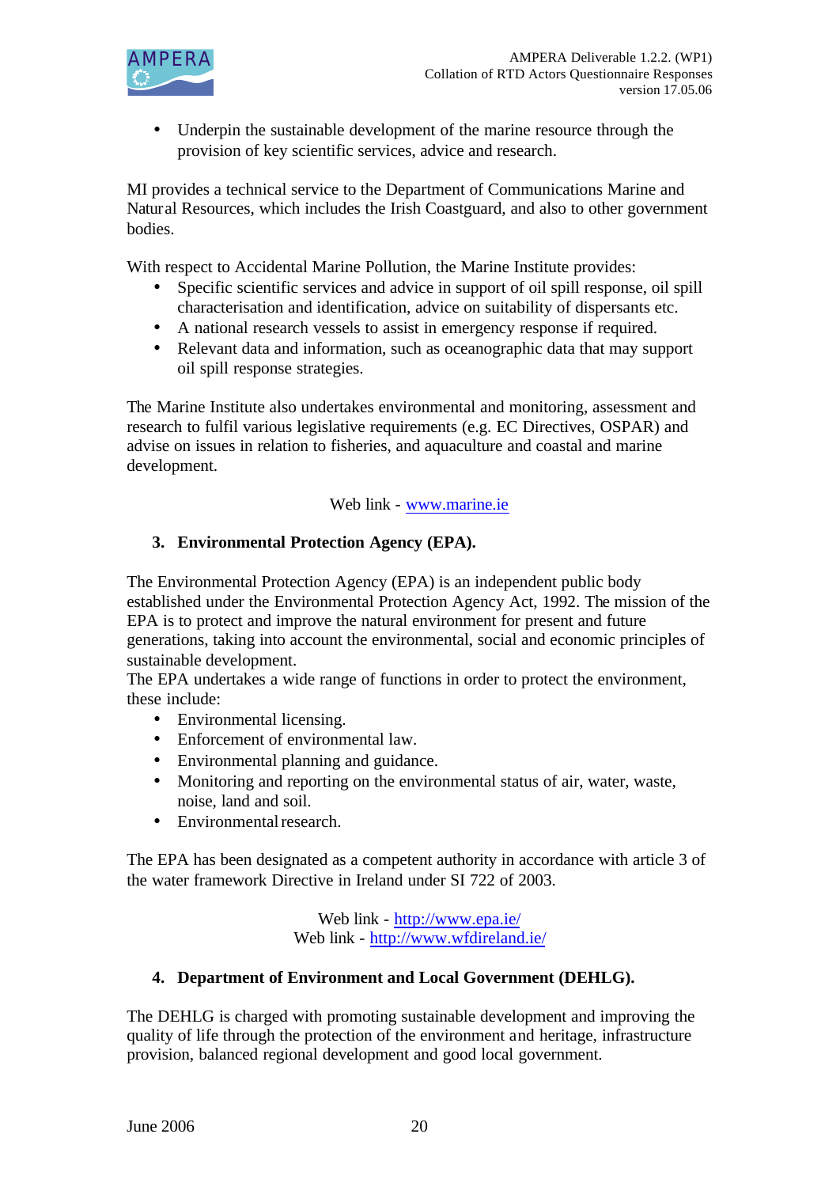- Underpin the sustainable development of the marine resource through the provision of key scientific services, advice and research.

MI provides a technical service to the Department of Communications Marine and Natural Resources, which includes the Irish Coastguard, and also to other government bodies.

With respect to Accidental Marine Pollution, the Marine Institute provides:

- Specific scientific services and advice in support of oil spill response, oil spill characterisation and identification, advice on suitability of dispersants etc.
- A national research vessels to assist in emergency response if required.
- Relevant data and information, such as oceanographic data that may support oil spill response strategies.

The Marine Institute also undertakes environmental and monitoring, assessment and research to fulfil various legislative requirements (e.g. EC Directives, OSPAR) and advise on issues in relation to fisheries, and aquaculture and coastal and marine development.

Web link - www.marine.ie

### 3. Environmental Protection Agency (EPA).

The Environmental Protection Agency (EPA) is an independent public body established under the Environmental Protection Agency Act, 1992. The mission of the EPA is to protect and improve the natural environment for present and future generations, taking into account the environmental, social and economic principles of sustainable development.
The EPA undertakes a wide range of functions in order to protect the environment, these include:

- Environmental licensing.
- Enforcement of environmental law.
- Environmental planning and guidance.
- Monitoring and reporting on the environmental status of air, water, waste, noise, land and soil.
- Environmental research.

The EPA has been designated as a competent authority in accordance with article 3 of the water framework Directive in Ireland under SI 722 of 2003.

Web link - http://www.epa.ie/
Web link - http://www.wfdireland.ie/

### 4. Department of Environment and Local Government (DEHLG).

The DEHLG is charged with promoting sustainable development and improving the quality of life through the protection of the environment and heritage, infrastructure provision, balanced regional development and good local government.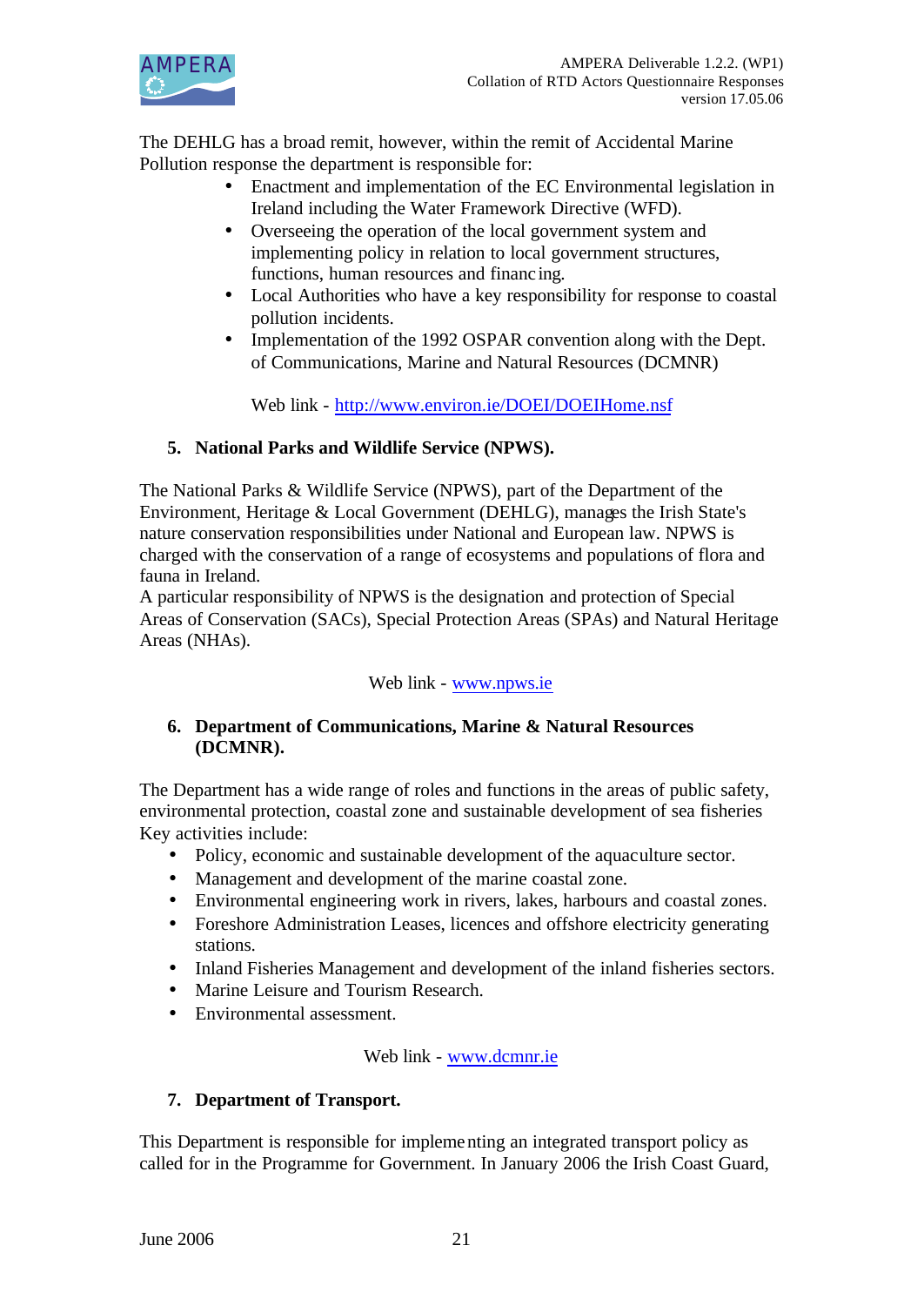The DEHLG has a broad remit, however, within the remit of Accidental Marine Pollution response the department is responsible for:

- Enactment and implementation of the EC Environmental legislation in Ireland including the Water Framework Directive (WFD).
- Overseeing the operation of the local government system and implementing policy in relation to local government structures, functions, human resources and financing.
- Local Authorities who have a key responsibility for response to coastal pollution incidents.
- Implementation of the 1992 OSPAR convention along with the Dept. of Communications, Marine and Natural Resources (DCMNR)

Web link - http://www.environ.ie/DOEI/DOEIHome.nsf

5. **National Parks and Wildlife Service (NPWS).**

The National Parks & Wildlife Service (NPWS), part of the Department of the Environment, Heritage & Local Government (DEHLG), manages the Irish State's nature conservation responsibilities under National and European law. NPWS is charged with the conservation of a range of ecosystems and populations of flora and fauna in Ireland.
A particular responsibility of NPWS is the designation and protection of Special Areas of Conservation (SACs), Special Protection Areas (SPAs) and Natural Heritage Areas (NHAs).

Web link - www.npws.ie

6. **Department of Communications, Marine & Natural Resources (DCMNR).**

The Department has a wide range of roles and functions in the areas of public safety, environmental protection, coastal zone and sustainable development of sea fisheries Key activities include:

- Policy, economic and sustainable development of the aquaculture sector.
- Management and development of the marine coastal zone.
- Environmental engineering work in rivers, lakes, harbours and coastal zones.
- Foreshore Administration Leases, licences and offshore electricity generating stations.
- Inland Fisheries Management and development of the inland fisheries sectors.
- Marine Leisure and Tourism Research.
- Environmental assessment.

Web link - www.dcmnr.ie

7. **Department of Transport.**

This Department is responsible for implementing an integrated transport policy as called for in the Programme for Government. In January 2006 the Irish Coast Guard,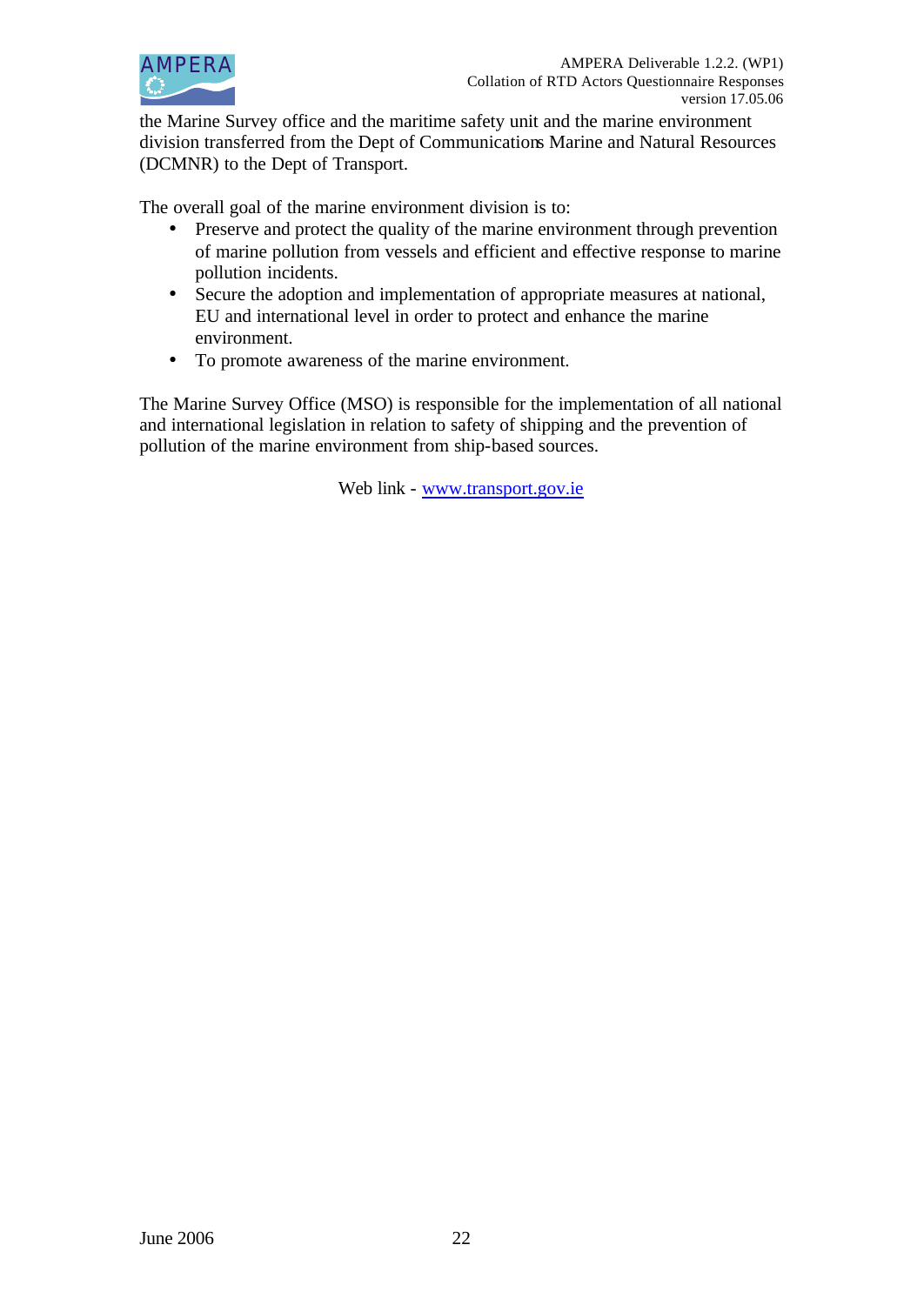the Marine Survey office and the maritime safety unit and the marine environment division transferred from the Dept of Communications Marine and Natural Resources (DCMNR) to the Dept of Transport.

The overall goal of the marine environment division is to:

- Preserve and protect the quality of the marine environment through prevention of marine pollution from vessels and efficient and effective response to marine pollution incidents.
- Secure the adoption and implementation of appropriate measures at national, EU and international level in order to protect and enhance the marine environment.
- To promote awareness of the marine environment.

The Marine Survey Office (MSO) is responsible for the implementation of all national and international legislation in relation to safety of shipping and the prevention of pollution of the marine environment from ship-based sources.

Web link - www.transport.gov.ie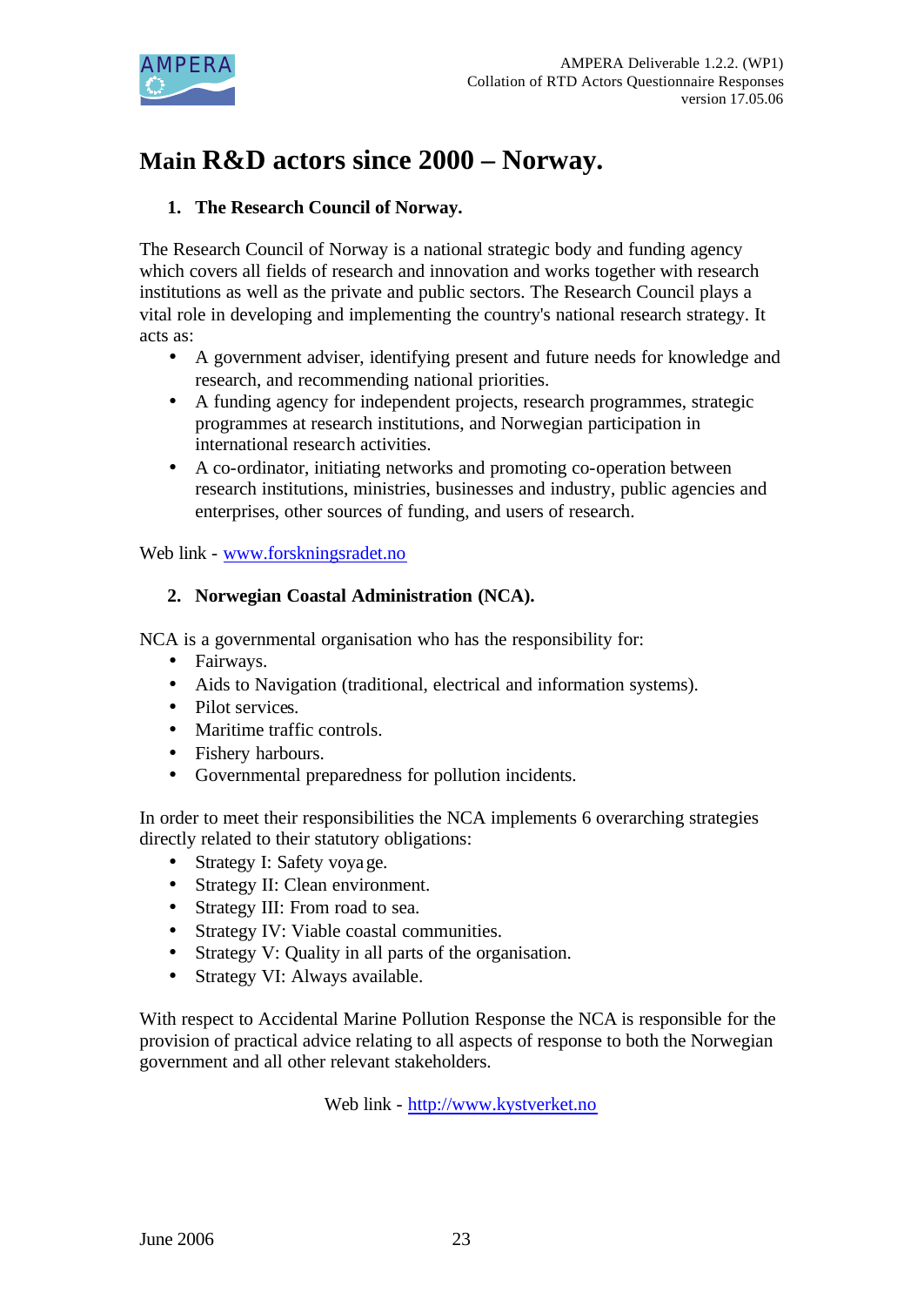# Main R&D actors since 2000 – Norway.

## 1. The Research Council of Norway.

The Research Council of Norway is a national strategic body and funding agency which covers all fields of research and innovation and works together with research institutions as well as the private and public sectors. The Research Council plays a vital role in developing and implementing the country's national research strategy. It acts as:

- A government adviser, identifying present and future needs for knowledge and research, and recommending national priorities.
- A funding agency for independent projects, research programmes, strategic programmes at research institutions, and Norwegian participation in international research activities.
- A co-ordinator, initiating networks and promoting co-operation between research institutions, ministries, businesses and industry, public agencies and enterprises, other sources of funding, and users of research.

Web link - www.forskningsradet.no

## 2. Norwegian Coastal Administration (NCA).

NCA is a governmental organisation who has the responsibility for:

- Fairways.
- Aids to Navigation (traditional, electrical and information systems).
- Pilot services.
- Maritime traffic controls.
- Fishery harbours.
- Governmental preparedness for pollution incidents.

In order to meet their responsibilities the NCA implements 6 overarching strategies directly related to their statutory obligations:

- Strategy I: Safety voyage.
- Strategy II: Clean environment.
- Strategy III: From road to sea.
- Strategy IV: Viable coastal communities.
- Strategy V: Quality in all parts of the organisation.
- Strategy VI: Always available.

With respect to Accidental Marine Pollution Response the NCA is responsible for the provision of practical advice relating to all aspects of response to both the Norwegian government and all other relevant stakeholders.

Web link - http://www.kystverket.no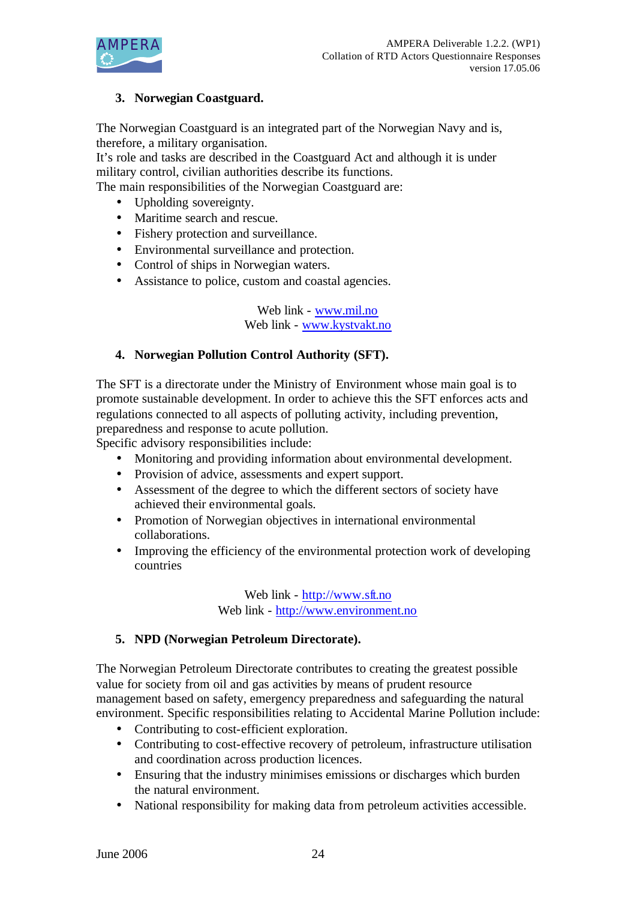### 3. Norwegian Coastguard.

The Norwegian Coastguard is an integrated part of the Norwegian Navy and is, therefore, a military organisation.
It's role and tasks are described in the Coastguard Act and although it is under military control, civilian authorities describe its functions.
The main responsibilities of the Norwegian Coastguard are:

- Upholding sovereignty.
- Maritime search and rescue.
- Fishery protection and surveillance.
- Environmental surveillance and protection.
- Control of ships in Norwegian waters.
- Assistance to police, custom and coastal agencies.

Web link - www.mil.no
Web link - www.kystvakt.no

### 4. Norwegian Pollution Control Authority (SFT).

The SFT is a directorate under the Ministry of Environment whose main goal is to promote sustainable development. In order to achieve this the SFT enforces acts and regulations connected to all aspects of polluting activity, including prevention, preparedness and response to acute pollution.
Specific advisory responsibilities include:

- Monitoring and providing information about environmental development.
- Provision of advice, assessments and expert support.
- Assessment of the degree to which the different sectors of society have achieved their environmental goals.
- Promotion of Norwegian objectives in international environmental collaborations.
- Improving the efficiency of the environmental protection work of developing countries

Web link - http://www.sft.no
Web link - http://www.environment.no

### 5. NPD (Norwegian Petroleum Directorate).

The Norwegian Petroleum Directorate contributes to creating the greatest possible value for society from oil and gas activities by means of prudent resource management based on safety, emergency preparedness and safeguarding the natural environment. Specific responsibilities relating to Accidental Marine Pollution include:

- Contributing to cost-efficient exploration.
- Contributing to cost-effective recovery of petroleum, infrastructure utilisation and coordination across production licences.
- Ensuring that the industry minimises emissions or discharges which burden the natural environment.
- National responsibility for making data from petroleum activities accessible.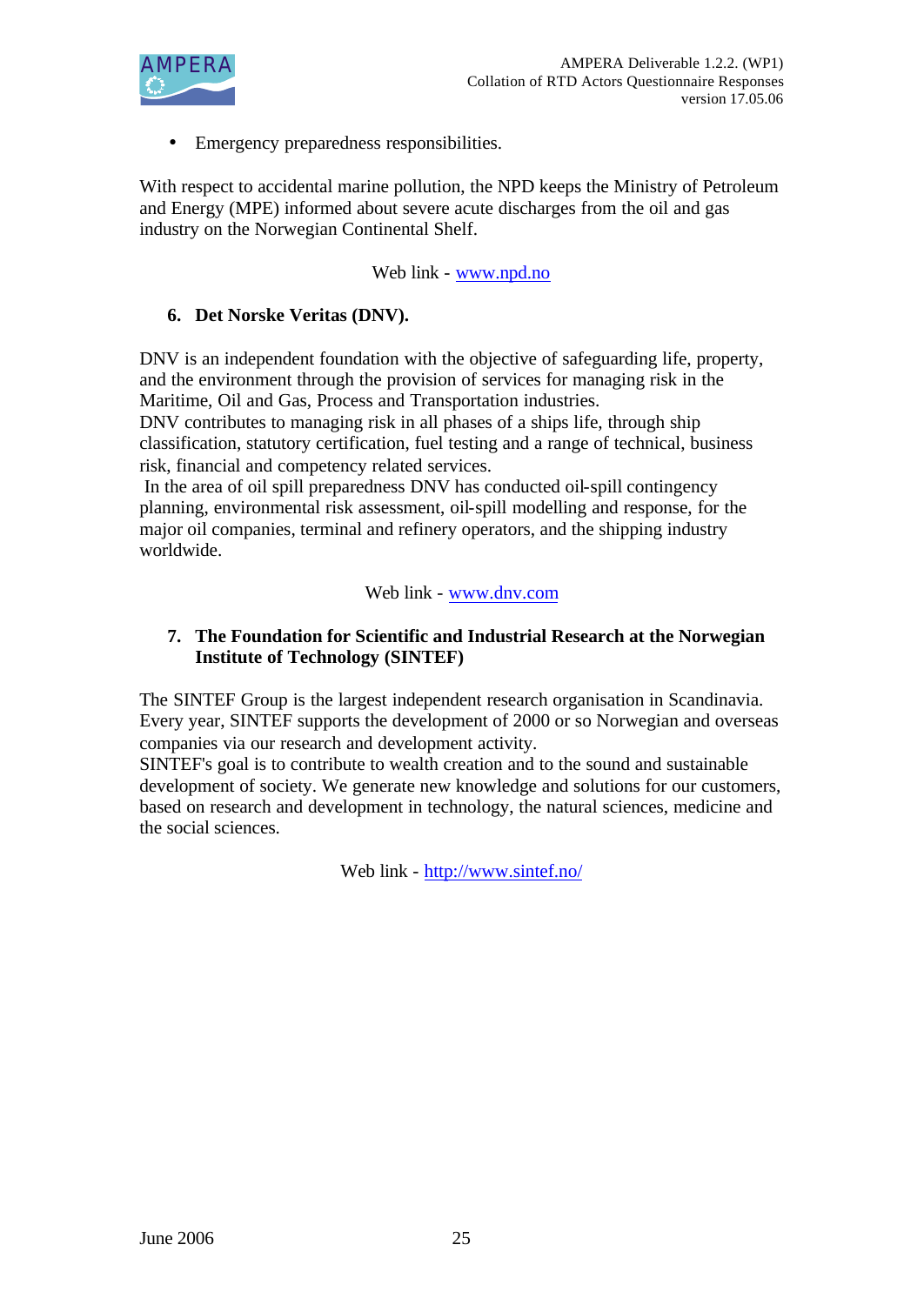- Emergency preparedness responsibilities.

With respect to accidental marine pollution, the NPD keeps the Ministry of Petroleum and Energy (MPE) informed about severe acute discharges from the oil and gas industry on the Norwegian Continental Shelf.

Web link - www.npd.no

6. **Det Norske Veritas (DNV).**

DNV is an independent foundation with the objective of safeguarding life, property, and the environment through the provision of services for managing risk in the Maritime, Oil and Gas, Process and Transportation industries.
DNV contributes to managing risk in all phases of a ships life, through ship classification, statutory certification, fuel testing and a range of technical, business risk, financial and competency related services.
In the area of oil spill preparedness DNV has conducted oil-spill contingency planning, environmental risk assessment, oil-spill modelling and response, for the major oil companies, terminal and refinery operators, and the shipping industry worldwide.

Web link - www.dnv.com

7. **The Foundation for Scientific and Industrial Research at the Norwegian Institute of Technology (SINTEF)**

The SINTEF Group is the largest independent research organisation in Scandinavia. Every year, SINTEF supports the development of 2000 or so Norwegian and overseas companies via our research and development activity.
SINTEF's goal is to contribute to wealth creation and to the sound and sustainable development of society. We generate new knowledge and solutions for our customers, based on research and development in technology, the natural sciences, medicine and the social sciences.

Web link - http://www.sintef.no/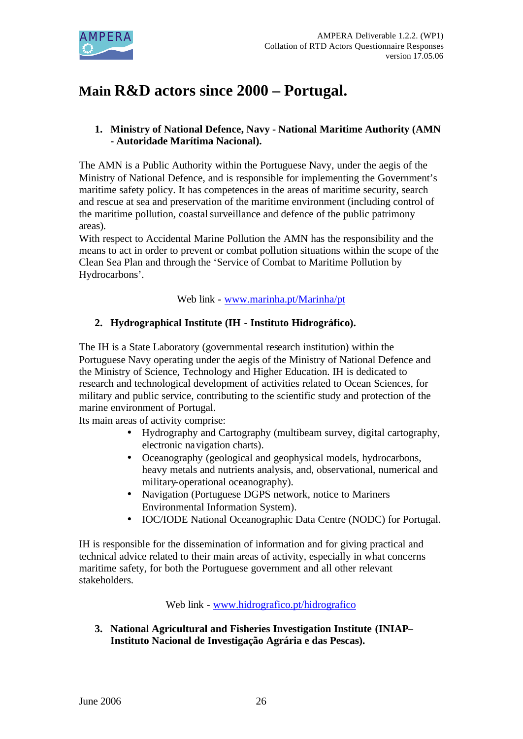# Main R&D actors since 2000 – Portugal.

1. **Ministry of National Defence, Navy - National Maritime Authority (AMN - Autoridade Marítima Nacional).**

The AMN is a Public Authority within the Portuguese Navy, under the aegis of the Ministry of National Defence, and is responsible for implementing the Government's maritime safety policy. It has competences in the areas of maritime security, search and rescue at sea and preservation of the maritime environment (including control of the maritime pollution, coastal surveillance and defence of the public patrimony areas).
With respect to Accidental Marine Pollution the AMN has the responsibility and the means to act in order to prevent or combat pollution situations within the scope of the Clean Sea Plan and through the 'Service of Combat to Maritime Pollution by Hydrocarbons'.

Web link - www.marinha.pt/Marinha/pt

2. **Hydrographical Institute (IH - Instituto Hidrográfico).**

The IH is a State Laboratory (governmental research institution) within the Portuguese Navy operating under the aegis of the Ministry of National Defence and the Ministry of Science, Technology and Higher Education. IH is dedicated to research and technological development of activities related to Ocean Sciences, for military and public service, contributing to the scientific study and protection of the marine environment of Portugal.
Its main areas of activity comprise:

- Hydrography and Cartography (multibeam survey, digital cartography, electronic navigation charts).
- Oceanography (geological and geophysical models, hydrocarbons, heavy metals and nutrients analysis, and, observational, numerical and military-operational oceanography).
- Navigation (Portuguese DGPS network, notice to Mariners Environmental Information System).
- IOC/IODE National Oceanographic Data Centre (NODC) for Portugal.

IH is responsible for the dissemination of information and for giving practical and technical advice related to their main areas of activity, especially in what concerns maritime safety, for both the Portuguese government and all other relevant stakeholders.

Web link - www.hidrografico.pt/hidrografico

3. **National Agricultural and Fisheries Investigation Institute (INIAP– Instituto Nacional de Investigação Agrária e das Pescas).**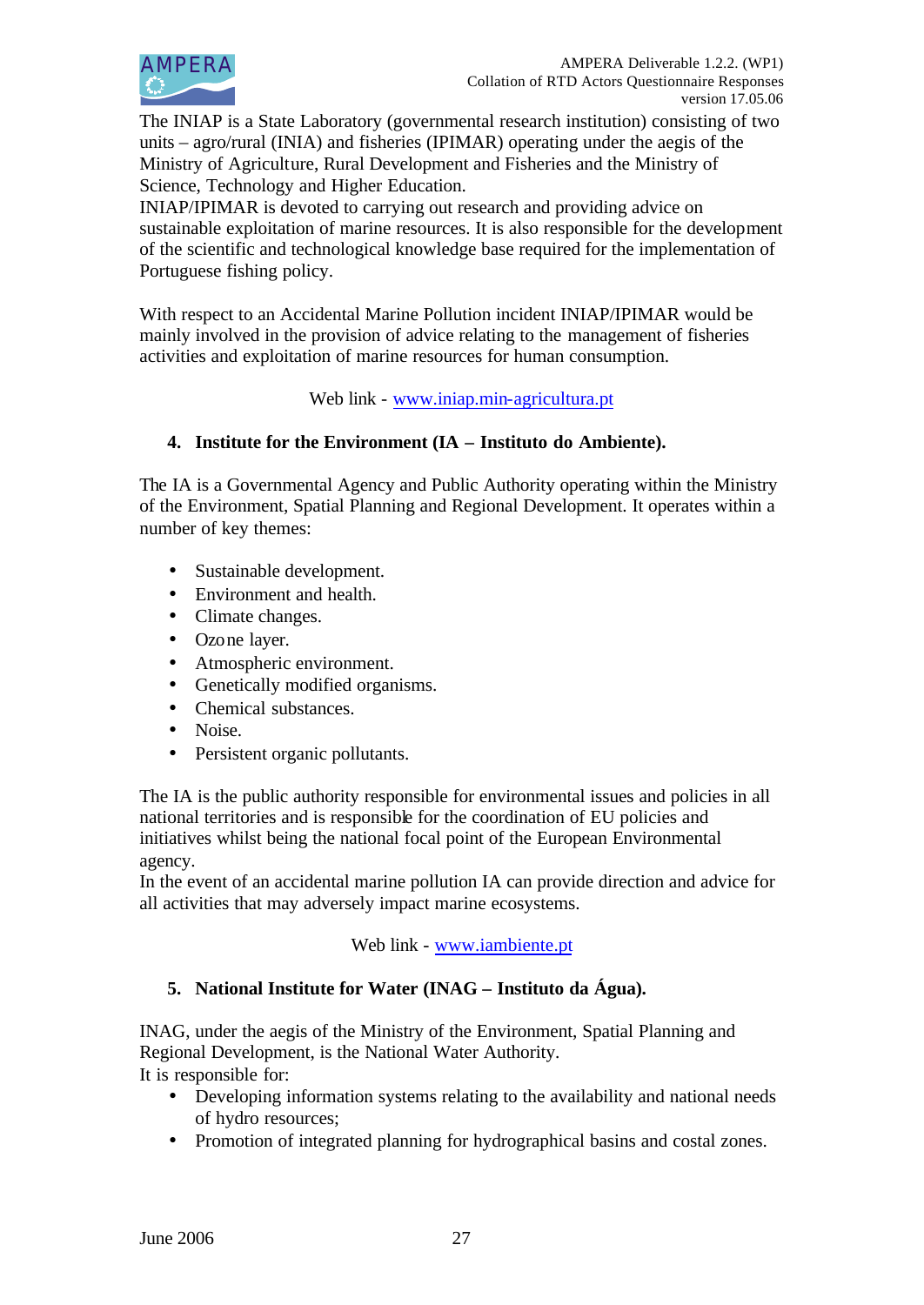The INIAP is a State Laboratory (governmental research institution) consisting of two units – agro/rural (INIA) and fisheries (IPIMAR) operating under the aegis of the Ministry of Agriculture, Rural Development and Fisheries and the Ministry of Science, Technology and Higher Education.
INIAP/IPIMAR is devoted to carrying out research and providing advice on sustainable exploitation of marine resources. It is also responsible for the development of the scientific and technological knowledge base required for the implementation of Portuguese fishing policy.

With respect to an Accidental Marine Pollution incident INIAP/IPIMAR would be mainly involved in the provision of advice relating to the management of fisheries activities and exploitation of marine resources for human consumption.

Web link - www.iniap.min-agricultura.pt

4. **Institute for the Environment (IA – Instituto do Ambiente).**

The IA is a Governmental Agency and Public Authority operating within the Ministry of the Environment, Spatial Planning and Regional Development. It operates within a number of key themes:

- Sustainable development.
- Environment and health.
- Climate changes.
- Ozone layer.
- Atmospheric environment.
- Genetically modified organisms.
- Chemical substances.
- Noise.
- Persistent organic pollutants.

The IA is the public authority responsible for environmental issues and policies in all national territories and is responsible for the coordination of EU policies and initiatives whilst being the national focal point of the European Environmental agency.
In the event of an accidental marine pollution IA can provide direction and advice for all activities that may adversely impact marine ecosystems.

Web link - www.iambiente.pt

5. **National Institute for Water (INAG – Instituto da Água).**

INAG, under the aegis of the Ministry of the Environment, Spatial Planning and Regional Development, is the National Water Authority.
It is responsible for:

- Developing information systems relating to the availability and national needs of hydro resources;
- Promotion of integrated planning for hydrographical basins and costal zones.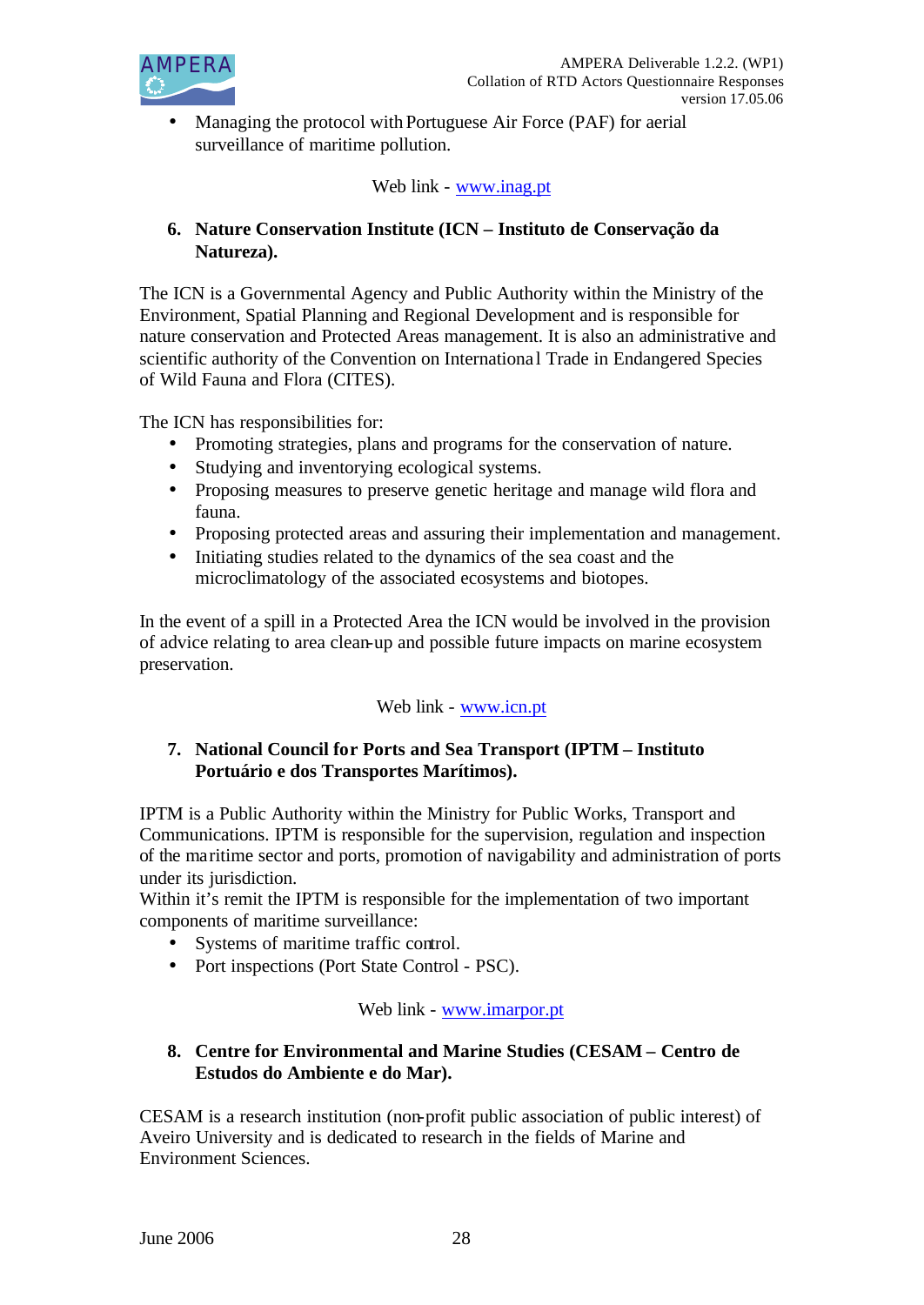- Managing the protocol with Portuguese Air Force (PAF) for aerial surveillance of maritime pollution.

Web link - www.inag.pt

6. **Nature Conservation Institute (ICN – Instituto de Conservação da Natureza).**

The ICN is a Governmental Agency and Public Authority within the Ministry of the Environment, Spatial Planning and Regional Development and is responsible for nature conservation and Protected Areas management. It is also an administrative and scientific authority of the Convention on International Trade in Endangered Species of Wild Fauna and Flora (CITES).

The ICN has responsibilities for:

- Promoting strategies, plans and programs for the conservation of nature.
- Studying and inventorying ecological systems.
- Proposing measures to preserve genetic heritage and manage wild flora and fauna.
- Proposing protected areas and assuring their implementation and management.
- Initiating studies related to the dynamics of the sea coast and the microclimatology of the associated ecosystems and biotopes.

In the event of a spill in a Protected Area the ICN would be involved in the provision of advice relating to area clean-up and possible future impacts on marine ecosystem preservation.

Web link - www.icn.pt

7. **National Council for Ports and Sea Transport (IPTM – Instituto Portuário e dos Transportes Marítimos).**

IPTM is a Public Authority within the Ministry for Public Works, Transport and Communications. IPTM is responsible for the supervision, regulation and inspection of the maritime sector and ports, promotion of navigability and administration of ports under its jurisdiction.
Within it's remit the IPTM is responsible for the implementation of two important components of maritime surveillance:

- Systems of maritime traffic control.
- Port inspections (Port State Control - PSC).

Web link - www.imarpor.pt

8. **Centre for Environmental and Marine Studies (CESAM – Centro de Estudos do Ambiente e do Mar).**

CESAM is a research institution (non-profit public association of public interest) of Aveiro University and is dedicated to research in the fields of Marine and Environment Sciences.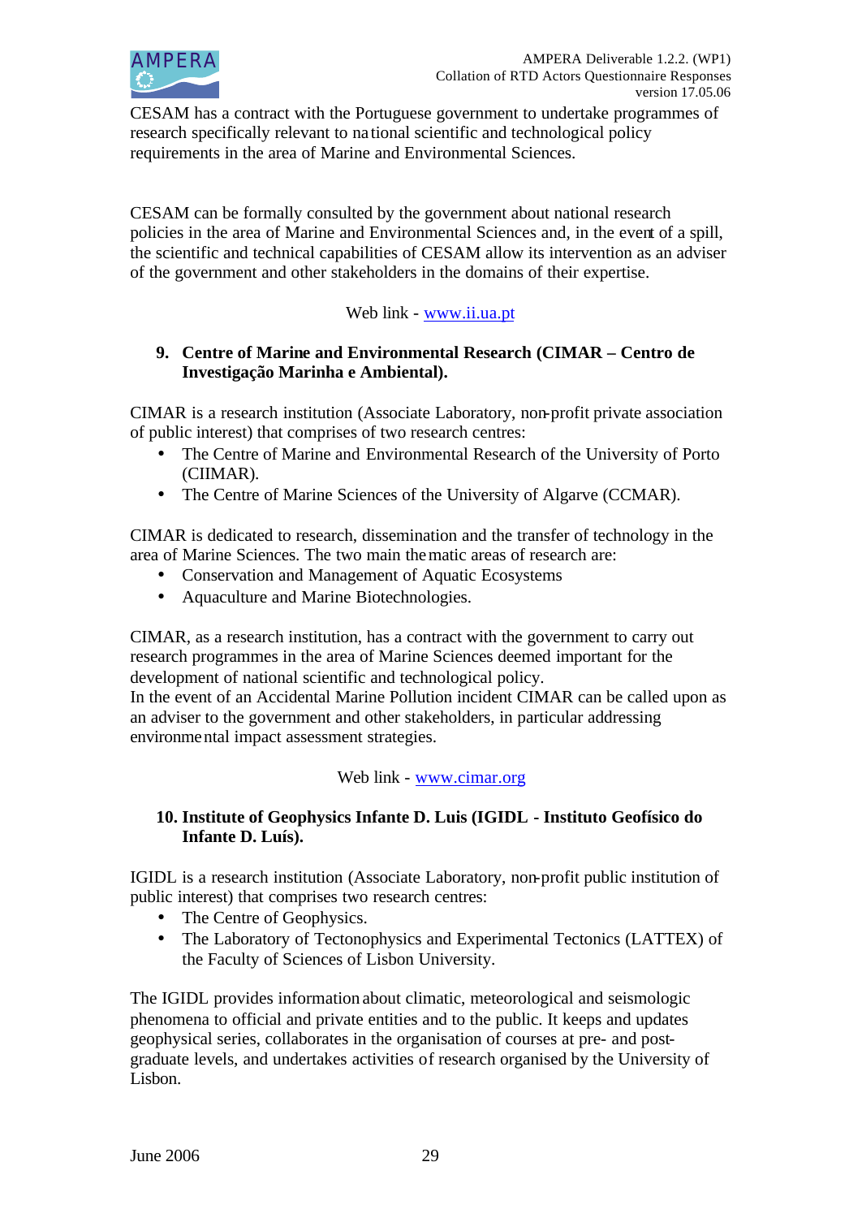CESAM has a contract with the Portuguese government to undertake programmes of research specifically relevant to national scientific and technological policy requirements in the area of Marine and Environmental Sciences.

CESAM can be formally consulted by the government about national research policies in the area of Marine and Environmental Sciences and, in the event of a spill, the scientific and technical capabilities of CESAM allow its intervention as an adviser of the government and other stakeholders in the domains of their expertise.

Web link - www.ii.ua.pt

**9. Centre of Marine and Environmental Research (CIMAR – Centro de Investigação Marinha e Ambiental).**

CIMAR is a research institution (Associate Laboratory, non-profit private association of public interest) that comprises of two research centres:

- The Centre of Marine and Environmental Research of the University of Porto (CIIMAR).
- The Centre of Marine Sciences of the University of Algarve (CCMAR).

CIMAR is dedicated to research, dissemination and the transfer of technology in the area of Marine Sciences. The two main thematic areas of research are:

- Conservation and Management of Aquatic Ecosystems
- Aquaculture and Marine Biotechnologies.

CIMAR, as a research institution, has a contract with the government to carry out research programmes in the area of Marine Sciences deemed important for the development of national scientific and technological policy.
In the event of an Accidental Marine Pollution incident CIMAR can be called upon as an adviser to the government and other stakeholders, in particular addressing environmental impact assessment strategies.

Web link - www.cimar.org

**10. Institute of Geophysics Infante D. Luis (IGIDL - Instituto Geofísico do Infante D. Luís).**

IGIDL is a research institution (Associate Laboratory, non-profit public institution of public interest) that comprises two research centres:

- The Centre of Geophysics.
- The Laboratory of Tectonophysics and Experimental Tectonics (LATTEX) of the Faculty of Sciences of Lisbon University.

The IGIDL provides information about climatic, meteorological and seismologic phenomena to official and private entities and to the public. It keeps and updates geophysical series, collaborates in the organisation of courses at pre- and post-graduate levels, and undertakes activities of research organised by the University of Lisbon.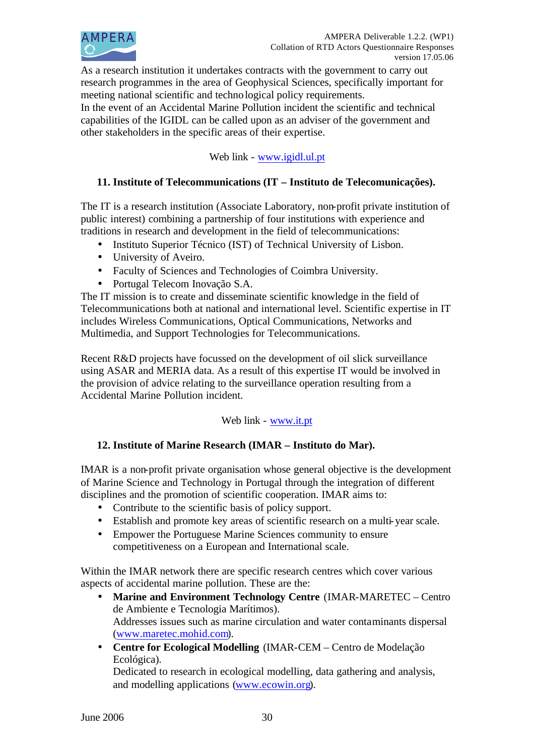As a research institution it undertakes contracts with the government to carry out research programmes in the area of Geophysical Sciences, specifically important for meeting national scientific and technological policy requirements.
In the event of an Accidental Marine Pollution incident the scientific and technical capabilities of the IGIDL can be called upon as an adviser of the government and other stakeholders in the specific areas of their expertise.

Web link - www.igidl.ul.pt

### 11. Institute of Telecommunications (IT – Instituto de Telecomunicações).

The IT is a research institution (Associate Laboratory, non-profit private institution of public interest) combining a partnership of four institutions with experience and traditions in research and development in the field of telecommunications:

- Instituto Superior Técnico (IST) of Technical University of Lisbon.
- University of Aveiro.
- Faculty of Sciences and Technologies of Coimbra University.
- Portugal Telecom Inovação S.A.

The IT mission is to create and disseminate scientific knowledge in the field of Telecommunications both at national and international level. Scientific expertise in IT includes Wireless Communications, Optical Communications, Networks and Multimedia, and Support Technologies for Telecommunications.

Recent R&D projects have focussed on the development of oil slick surveillance using ASAR and MERIA data. As a result of this expertise IT would be involved in the provision of advice relating to the surveillance operation resulting from a Accidental Marine Pollution incident.

Web link - www.it.pt

### 12. Institute of Marine Research (IMAR – Instituto do Mar).

IMAR is a non-profit private organisation whose general objective is the development of Marine Science and Technology in Portugal through the integration of different disciplines and the promotion of scientific cooperation. IMAR aims to:

- Contribute to the scientific basis of policy support.
- Establish and promote key areas of scientific research on a multi-year scale.
- Empower the Portuguese Marine Sciences community to ensure competitiveness on a European and International scale.

Within the IMAR network there are specific research centres which cover various aspects of accidental marine pollution. These are the:

- **Marine and Environment Technology Centre** (IMAR-MARETEC – Centro de Ambiente e Tecnologia Marítimos).
  Addresses issues such as marine circulation and water contaminants dispersal (www.maretec.mohid.com).
- **Centre for Ecological Modelling** (IMAR-CEM – Centro de Modelação Ecológica).
  Dedicated to research in ecological modelling, data gathering and analysis, and modelling applications (www.ecowin.org).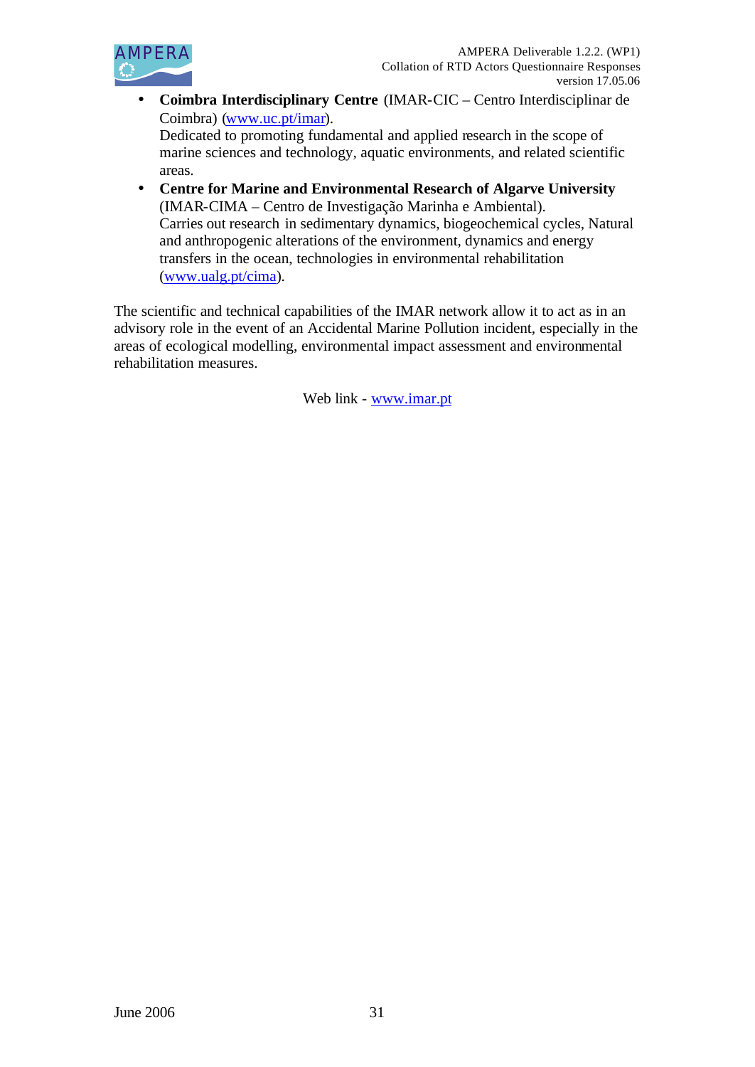- **Coimbra Interdisciplinary Centre** (IMAR-CIC – Centro Interdisciplinar de Coimbra) (www.uc.pt/imar).
  Dedicated to promoting fundamental and applied research in the scope of marine sciences and technology, aquatic environments, and related scientific areas.
- **Centre for Marine and Environmental Research of Algarve University** (IMAR-CIMA – Centro de Investigação Marinha e Ambiental).
  Carries out research in sedimentary dynamics, biogeochemical cycles, Natural and anthropogenic alterations of the environment, dynamics and energy transfers in the ocean, technologies in environmental rehabilitation (www.ualg.pt/cima).

The scientific and technical capabilities of the IMAR network allow it to act as in an advisory role in the event of an Accidental Marine Pollution incident, especially in the areas of ecological modelling, environmental impact assessment and environmental rehabilitation measures.

Web link - www.imar.pt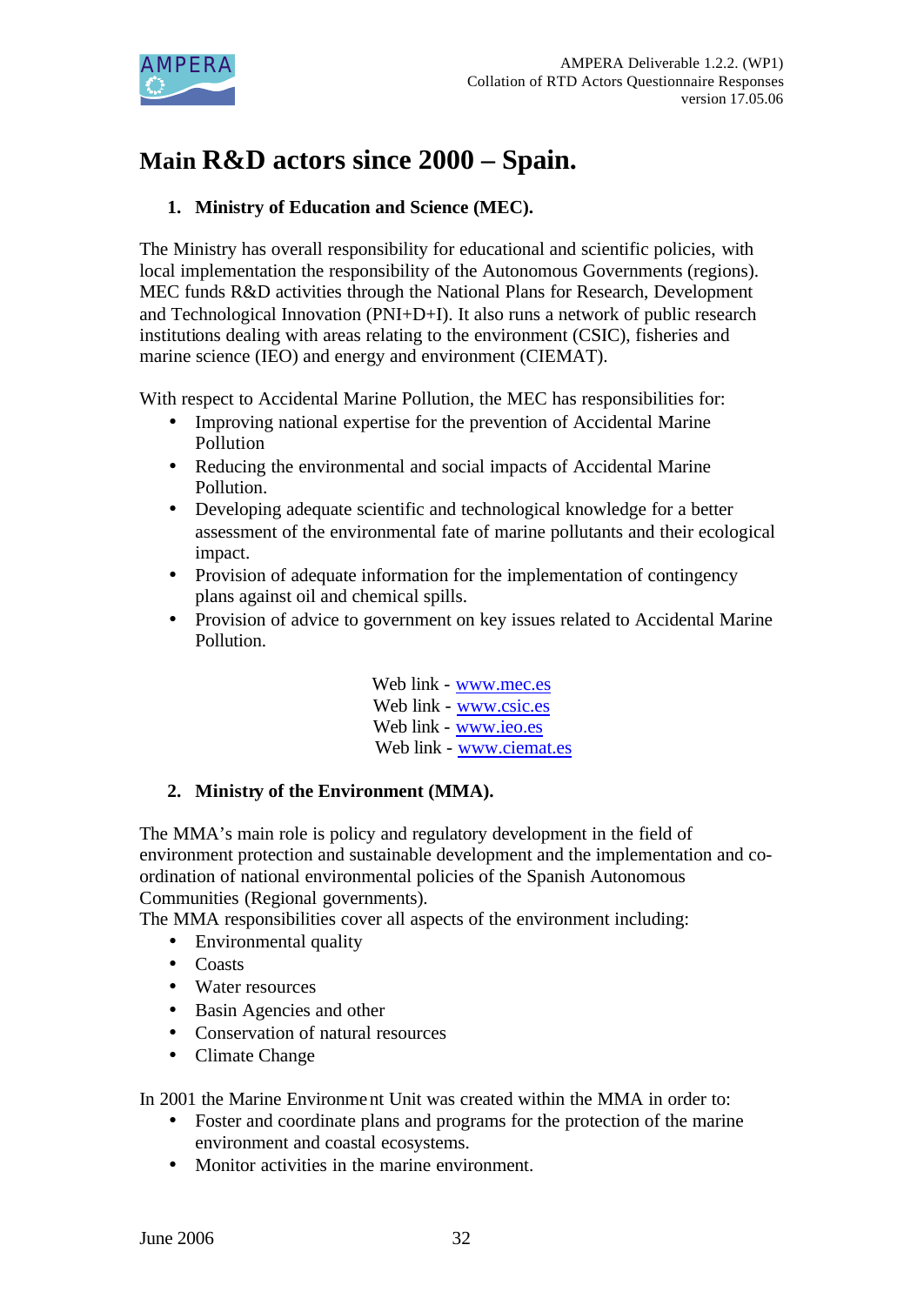# Main R&D actors since 2000 – Spain.

## 1. Ministry of Education and Science (MEC).

The Ministry has overall responsibility for educational and scientific policies, with local implementation the responsibility of the Autonomous Governments (regions). MEC funds R&D activities through the National Plans for Research, Development and Technological Innovation (PNI+D+I). It also runs a network of public research institutions dealing with areas relating to the environment (CSIC), fisheries and marine science (IEO) and energy and environment (CIEMAT).

With respect to Accidental Marine Pollution, the MEC has responsibilities for:

- Improving national expertise for the prevention of Accidental Marine Pollution
- Reducing the environmental and social impacts of Accidental Marine Pollution.
- Developing adequate scientific and technological knowledge for a better assessment of the environmental fate of marine pollutants and their ecological impact.
- Provision of adequate information for the implementation of contingency plans against oil and chemical spills.
- Provision of advice to government on key issues related to Accidental Marine Pollution.

Web link - www.mec.es
Web link - www.csic.es
Web link - www.ieo.es
Web link - www.ciemat.es

## 2. Ministry of the Environment (MMA).

The MMA's main role is policy and regulatory development in the field of environment protection and sustainable development and the implementation and co-ordination of national environmental policies of the Spanish Autonomous Communities (Regional governments).
The MMA responsibilities cover all aspects of the environment including:

- Environmental quality
- Coasts
- Water resources
- Basin Agencies and other
- Conservation of natural resources
- Climate Change

In 2001 the Marine Environment Unit was created within the MMA in order to:

- Foster and coordinate plans and programs for the protection of the marine environment and coastal ecosystems.
- Monitor activities in the marine environment.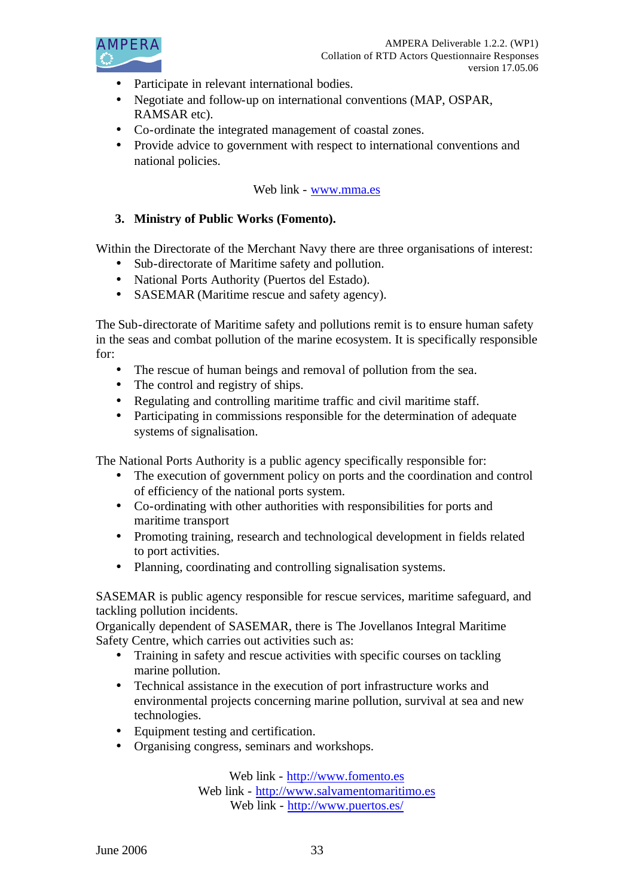- Participate in relevant international bodies.
- Negotiate and follow-up on international conventions (MAP, OSPAR, RAMSAR etc).
- Co-ordinate the integrated management of coastal zones.
- Provide advice to government with respect to international conventions and national policies.

Web link - [www.mma.es](www.mma.es)

### 3. Ministry of Public Works (Fomento).

Within the Directorate of the Merchant Navy there are three organisations of interest:

- Sub-directorate of Maritime safety and pollution.
- National Ports Authority (Puertos del Estado).
- SASEMAR (Maritime rescue and safety agency).

The Sub-directorate of Maritime safety and pollutions remit is to ensure human safety in the seas and combat pollution of the marine ecosystem. It is specifically responsible for:

- The rescue of human beings and removal of pollution from the sea.
- The control and registry of ships.
- Regulating and controlling maritime traffic and civil maritime staff.
- Participating in commissions responsible for the determination of adequate systems of signalisation.

The National Ports Authority is a public agency specifically responsible for:

- The execution of government policy on ports and the coordination and control of efficiency of the national ports system.
- Co-ordinating with other authorities with responsibilities for ports and maritime transport
- Promoting training, research and technological development in fields related to port activities.
- Planning, coordinating and controlling signalisation systems.

SASEMAR is public agency responsible for rescue services, maritime safeguard, and tackling pollution incidents.
Organically dependent of SASEMAR, there is The Jovellanos Integral Maritime Safety Centre, which carries out activities such as:

- Training in safety and rescue activities with specific courses on tackling marine pollution.
- Technical assistance in the execution of port infrastructure works and environmental projects concerning marine pollution, survival at sea and new technologies.
- Equipment testing and certification.
- Organising congress, seminars and workshops.

Web link - [http://www.fomento.es](http://www.fomento.es)
Web link - [http://www.salvamentomaritimo.es](http://www.salvamentomaritimo.es)
Web link - [http://www.puertos.es/](http://www.puertos.es/)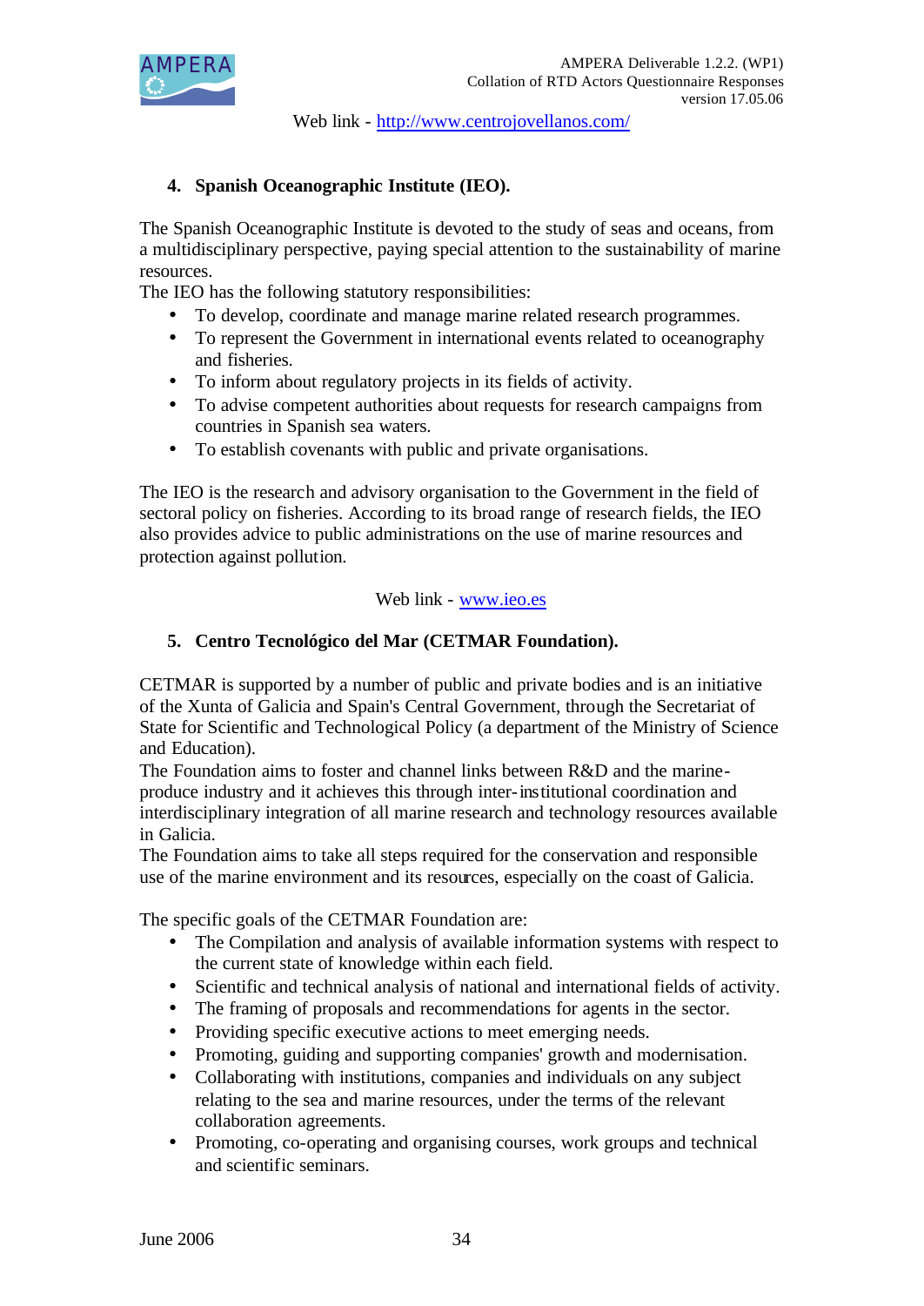Web link - http://www.centrojovellanos.com/

4. **Spanish Oceanographic Institute (IEO).**

The Spanish Oceanographic Institute is devoted to the study of seas and oceans, from a multidisciplinary perspective, paying special attention to the sustainability of marine resources.

The IEO has the following statutory responsibilities:

- To develop, coordinate and manage marine related research programmes.
- To represent the Government in international events related to oceanography and fisheries.
- To inform about regulatory projects in its fields of activity.
- To advise competent authorities about requests for research campaigns from countries in Spanish sea waters.
- To establish covenants with public and private organisations.

The IEO is the research and advisory organisation to the Government in the field of sectoral policy on fisheries. According to its broad range of research fields, the IEO also provides advice to public administrations on the use of marine resources and protection against pollution.

Web link - www.ieo.es

5. **Centro Tecnológico del Mar (CETMAR Foundation).**

CETMAR is supported by a number of public and private bodies and is an initiative of the Xunta of Galicia and Spain's Central Government, through the Secretariat of State for Scientific and Technological Policy (a department of the Ministry of Science and Education).

The Foundation aims to foster and channel links between R&D and the marine-produce industry and it achieves this through inter-institutional coordination and interdisciplinary integration of all marine research and technology resources available in Galicia.

The Foundation aims to take all steps required for the conservation and responsible use of the marine environment and its resources, especially on the coast of Galicia.

The specific goals of the CETMAR Foundation are:

- The Compilation and analysis of available information systems with respect to the current state of knowledge within each field.
- Scientific and technical analysis of national and international fields of activity.
- The framing of proposals and recommendations for agents in the sector.
- Providing specific executive actions to meet emerging needs.
- Promoting, guiding and supporting companies' growth and modernisation.
- Collaborating with institutions, companies and individuals on any subject relating to the sea and marine resources, under the terms of the relevant collaboration agreements.
- Promoting, co-operating and organising courses, work groups and technical and scientific seminars.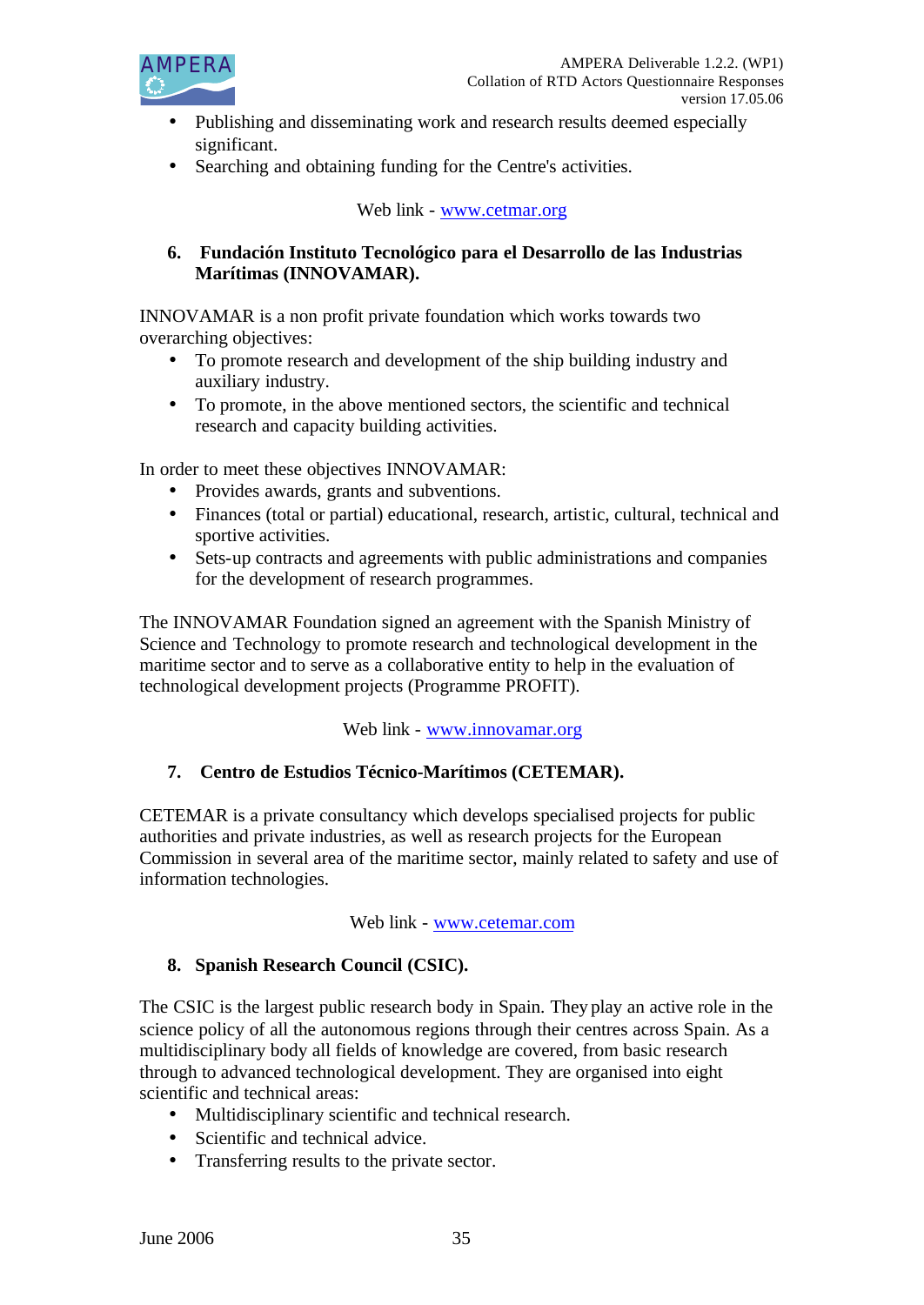- Publishing and disseminating work and research results deemed especially significant.
- Searching and obtaining funding for the Centre's activities.

Web link - www.cetmar.org

### 6. Fundación Instituto Tecnológico para el Desarrollo de las Industrias Marítimas (INNOVAMAR).

INNOVAMAR is a non profit private foundation which works towards two overarching objectives:

- To promote research and development of the ship building industry and auxiliary industry.
- To promote, in the above mentioned sectors, the scientific and technical research and capacity building activities.

In order to meet these objectives INNOVAMAR:

- Provides awards, grants and subventions.
- Finances (total or partial) educational, research, artistic, cultural, technical and sportive activities.
- Sets-up contracts and agreements with public administrations and companies for the development of research programmes.

The INNOVAMAR Foundation signed an agreement with the Spanish Ministry of Science and Technology to promote research and technological development in the maritime sector and to serve as a collaborative entity to help in the evaluation of technological development projects (Programme PROFIT).

Web link - www.innovamar.org

### 7. Centro de Estudios Técnico-Marítimos (CETEMAR).

CETEMAR is a private consultancy which develops specialised projects for public authorities and private industries, as well as research projects for the European Commission in several area of the maritime sector, mainly related to safety and use of information technologies.

Web link - www.cetemar.com

### 8. Spanish Research Council (CSIC).

The CSIC is the largest public research body in Spain. They play an active role in the science policy of all the autonomous regions through their centres across Spain. As a multidisciplinary body all fields of knowledge are covered, from basic research through to advanced technological development. They are organised into eight scientific and technical areas:

- Multidisciplinary scientific and technical research.
- Scientific and technical advice.
- Transferring results to the private sector.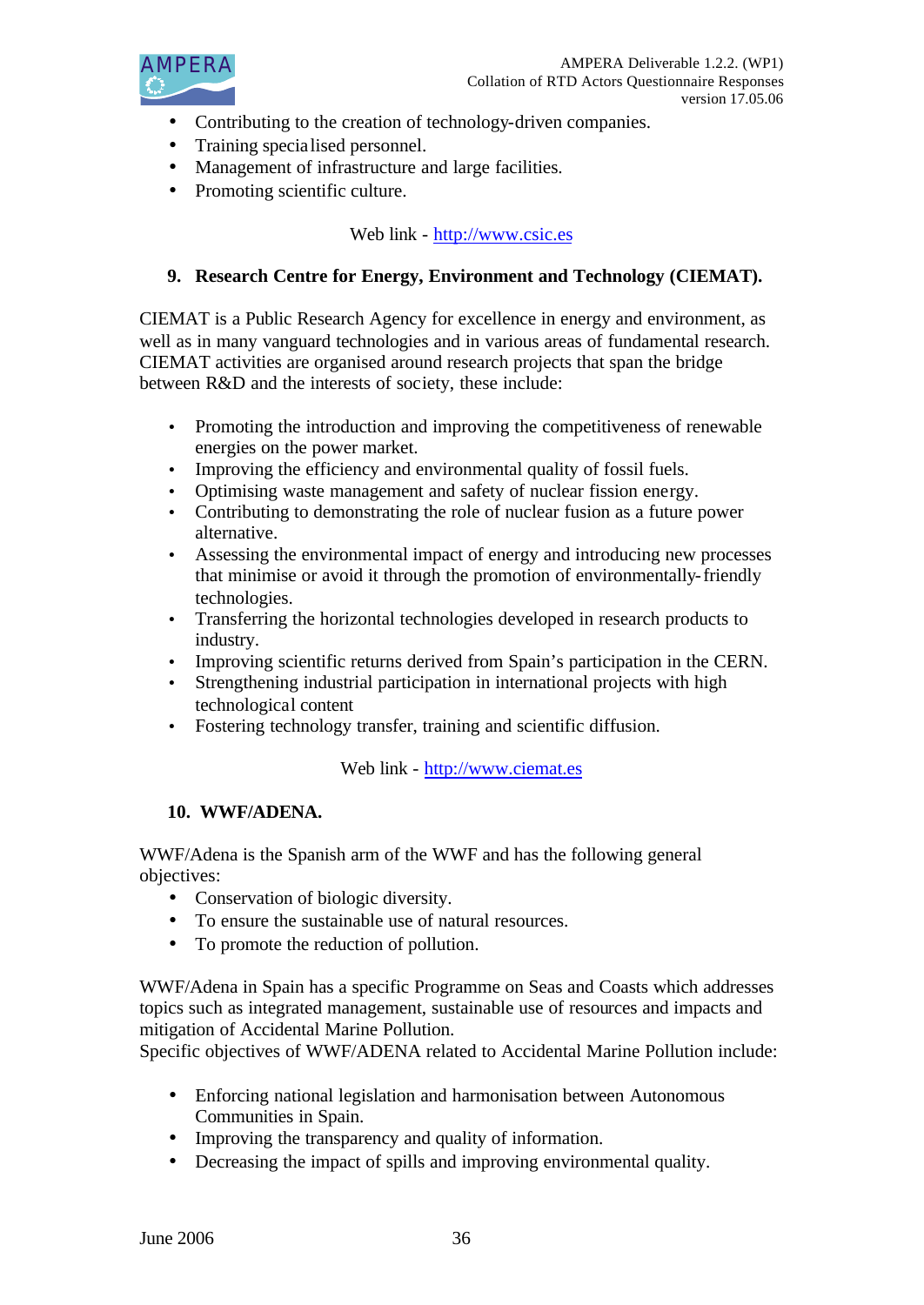- Contributing to the creation of technology-driven companies.
- Training specialised personnel.
- Management of infrastructure and large facilities.
- Promoting scientific culture.

Web link - http://www.csic.es

**9. Research Centre for Energy, Environment and Technology (CIEMAT).**

CIEMAT is a Public Research Agency for excellence in energy and environment, as well as in many vanguard technologies and in various areas of fundamental research. CIEMAT activities are organised around research projects that span the bridge between R&D and the interests of society, these include:

- Promoting the introduction and improving the competitiveness of renewable energies on the power market.
- Improving the efficiency and environmental quality of fossil fuels.
- Optimising waste management and safety of nuclear fission energy.
- Contributing to demonstrating the role of nuclear fusion as a future power alternative.
- Assessing the environmental impact of energy and introducing new processes that minimise or avoid it through the promotion of environmentally-friendly technologies.
- Transferring the horizontal technologies developed in research products to industry.
- Improving scientific returns derived from Spain's participation in the CERN.
- Strengthening industrial participation in international projects with high technological content
- Fostering technology transfer, training and scientific diffusion.

Web link - http://www.ciemat.es

**10. WWF/ADENA.**

WWF/Adena is the Spanish arm of the WWF and has the following general objectives:

- Conservation of biologic diversity.
- To ensure the sustainable use of natural resources.
- To promote the reduction of pollution.

WWF/Adena in Spain has a specific Programme on Seas and Coasts which addresses topics such as integrated management, sustainable use of resources and impacts and mitigation of Accidental Marine Pollution.
Specific objectives of WWF/ADENA related to Accidental Marine Pollution include:

- Enforcing national legislation and harmonisation between Autonomous Communities in Spain.
- Improving the transparency and quality of information.
- Decreasing the impact of spills and improving environmental quality.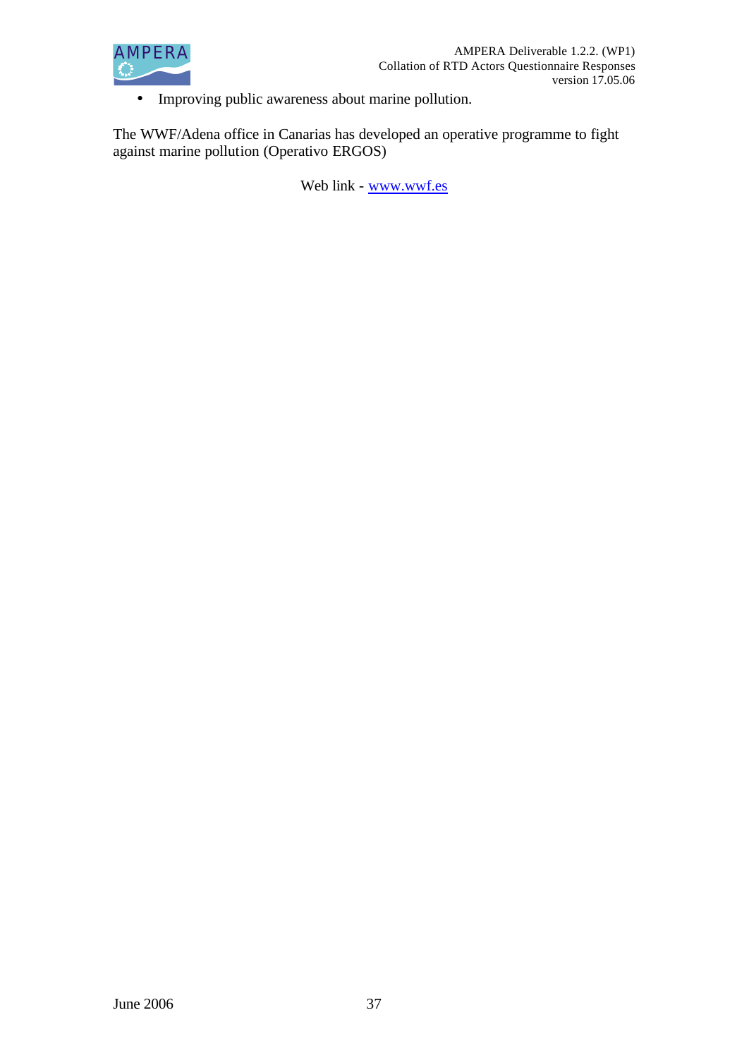- Improving public awareness about marine pollution.

The WWF/Adena office in Canarias has developed an operative programme to fight against marine pollution (Operativo ERGOS)

Web link - www.wwf.es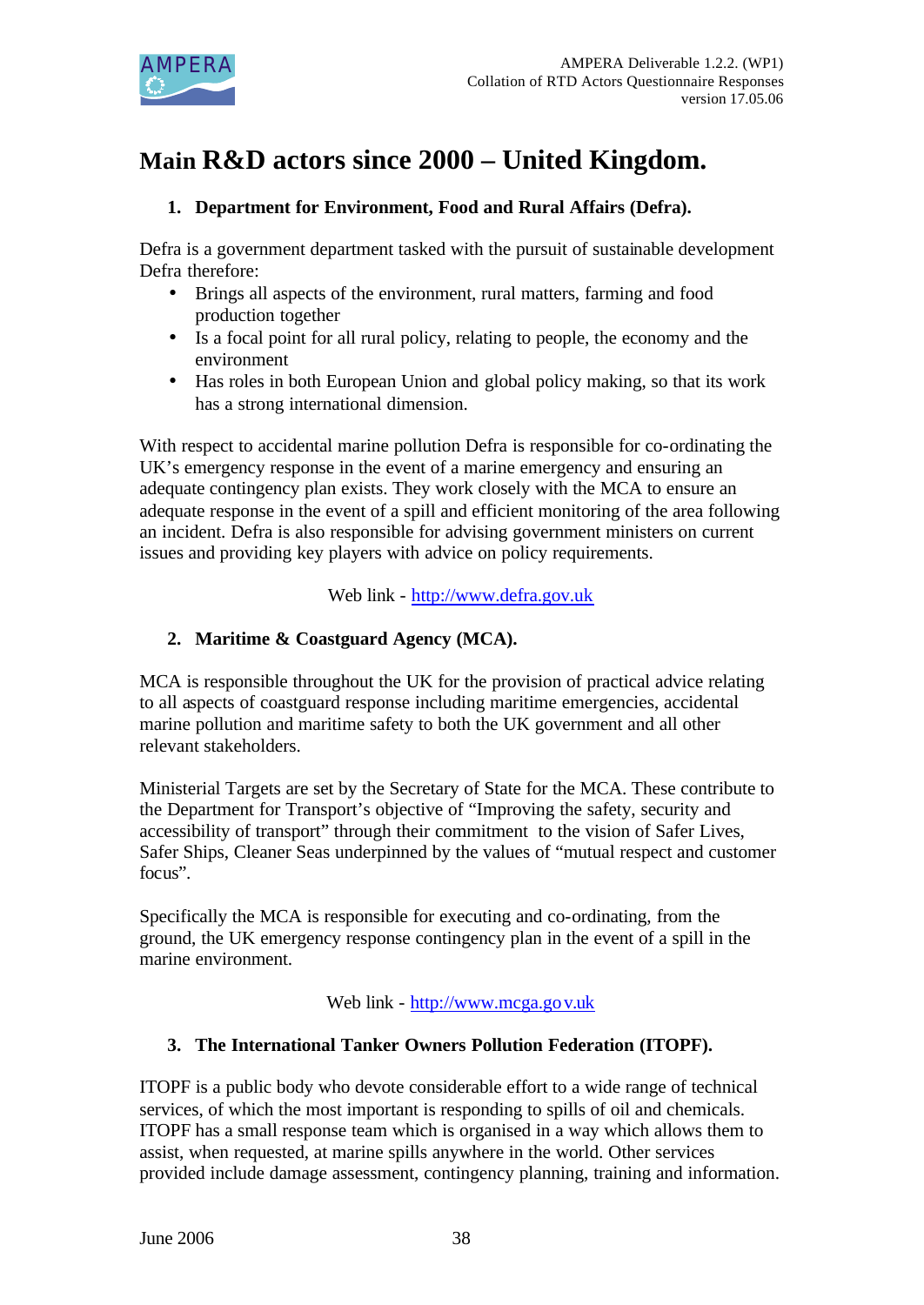# Main R&D actors since 2000 – United Kingdom.

## 1. Department for Environment, Food and Rural Affairs (Defra).

Defra is a government department tasked with the pursuit of sustainable development Defra therefore:

- Brings all aspects of the environment, rural matters, farming and food production together
- Is a focal point for all rural policy, relating to people, the economy and the environment
- Has roles in both European Union and global policy making, so that its work has a strong international dimension.

With respect to accidental marine pollution Defra is responsible for co-ordinating the UK's emergency response in the event of a marine emergency and ensuring an adequate contingency plan exists. They work closely with the MCA to ensure an adequate response in the event of a spill and efficient monitoring of the area following an incident. Defra is also responsible for advising government ministers on current issues and providing key players with advice on policy requirements.

Web link - http://www.defra.gov.uk

## 2. Maritime & Coastguard Agency (MCA).

MCA is responsible throughout the UK for the provision of practical advice relating to all aspects of coastguard response including maritime emergencies, accidental marine pollution and maritime safety to both the UK government and all other relevant stakeholders.

Ministerial Targets are set by the Secretary of State for the MCA. These contribute to the Department for Transport's objective of "Improving the safety, security and accessibility of transport" through their commitment to the vision of Safer Lives, Safer Ships, Cleaner Seas underpinned by the values of "mutual respect and customer focus".

Specifically the MCA is responsible for executing and co-ordinating, from the ground, the UK emergency response contingency plan in the event of a spill in the marine environment.

Web link - http://www.mcga.gov.uk

## 3. The International Tanker Owners Pollution Federation (ITOPF).

ITOPF is a public body who devote considerable effort to a wide range of technical services, of which the most important is responding to spills of oil and chemicals. ITOPF has a small response team which is organised in a way which allows them to assist, when requested, at marine spills anywhere in the world. Other services provided include damage assessment, contingency planning, training and information.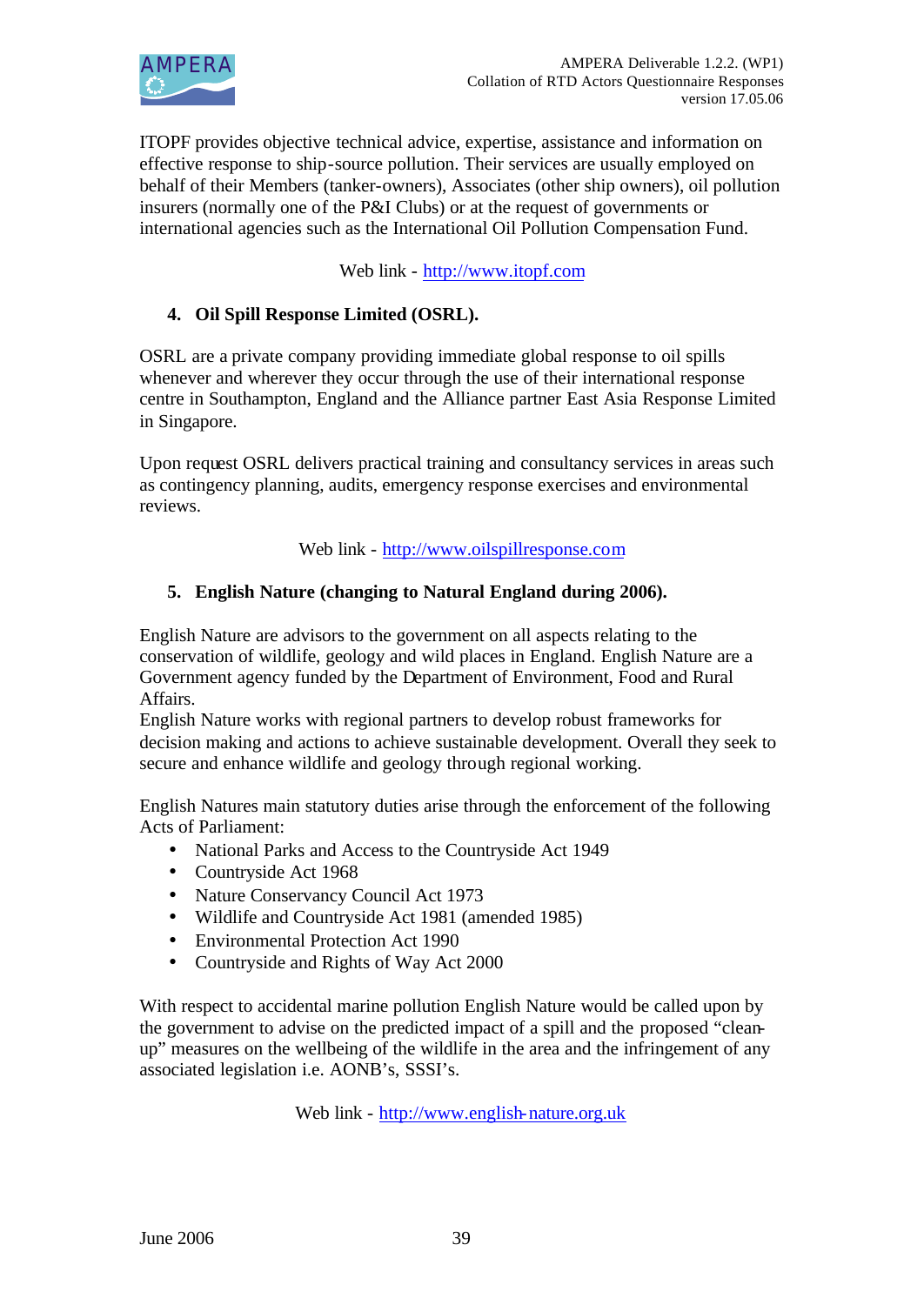ITOPF provides objective technical advice, expertise, assistance and information on effective response to ship-source pollution. Their services are usually employed on behalf of their Members (tanker-owners), Associates (other ship owners), oil pollution insurers (normally one of the P&I Clubs) or at the request of governments or international agencies such as the International Oil Pollution Compensation Fund.

Web link - http://www.itopf.com

4. **Oil Spill Response Limited (OSRL).**

OSRL are a private company providing immediate global response to oil spills whenever and wherever they occur through the use of their international response centre in Southampton, England and the Alliance partner East Asia Response Limited in Singapore.

Upon request OSRL delivers practical training and consultancy services in areas such as contingency planning, audits, emergency response exercises and environmental reviews.

Web link - http://www.oilspillresponse.com

5. **English Nature (changing to Natural England during 2006).**

English Nature are advisors to the government on all aspects relating to the conservation of wildlife, geology and wild places in England. English Nature are a Government agency funded by the Department of Environment, Food and Rural Affairs.
English Nature works with regional partners to develop robust frameworks for decision making and actions to achieve sustainable development. Overall they seek to secure and enhance wildlife and geology through regional working.

English Natures main statutory duties arise through the enforcement of the following Acts of Parliament:

- National Parks and Access to the Countryside Act 1949
- Countryside Act 1968
- Nature Conservancy Council Act 1973
- Wildlife and Countryside Act 1981 (amended 1985)
- Environmental Protection Act 1990
- Countryside and Rights of Way Act 2000

With respect to accidental marine pollution English Nature would be called upon by the government to advise on the predicted impact of a spill and the proposed "clean-up" measures on the wellbeing of the wildlife in the area and the infringement of any associated legislation i.e. AONB's, SSSI's.

Web link - http://www.english-nature.org.uk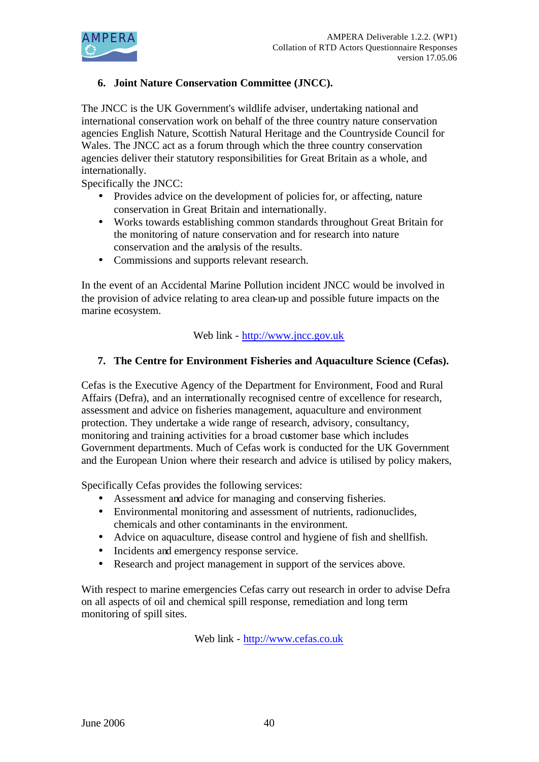## 6. Joint Nature Conservation Committee (JNCC).

The JNCC is the UK Government's wildlife adviser, undertaking national and international conservation work on behalf of the three country nature conservation agencies English Nature, Scottish Natural Heritage and the Countryside Council for Wales. The JNCC act as a forum through which the three country conservation agencies deliver their statutory responsibilities for Great Britain as a whole, and internationally.

Specifically the JNCC:

- Provides advice on the development of policies for, or affecting, nature conservation in Great Britain and internationally.
- Works towards establishing common standards throughout Great Britain for the monitoring of nature conservation and for research into nature conservation and the analysis of the results.
- Commissions and supports relevant research.

In the event of an Accidental Marine Pollution incident JNCC would be involved in the provision of advice relating to area clean-up and possible future impacts on the marine ecosystem.

Web link - http://www.jncc.gov.uk

## 7. The Centre for Environment Fisheries and Aquaculture Science (Cefas).

Cefas is the Executive Agency of the Department for Environment, Food and Rural Affairs (Defra), and an internationally recognised centre of excellence for research, assessment and advice on fisheries management, aquaculture and environment protection. They undertake a wide range of research, advisory, consultancy, monitoring and training activities for a broad customer base which includes Government departments. Much of Cefas work is conducted for the UK Government and the European Union where their research and advice is utilised by policy makers,

Specifically Cefas provides the following services:

- Assessment and advice for managing and conserving fisheries.
- Environmental monitoring and assessment of nutrients, radionuclides, chemicals and other contaminants in the environment.
- Advice on aquaculture, disease control and hygiene of fish and shellfish.
- Incidents and emergency response service.
- Research and project management in support of the services above.

With respect to marine emergencies Cefas carry out research in order to advise Defra on all aspects of oil and chemical spill response, remediation and long term monitoring of spill sites.

Web link - http://www.cefas.co.uk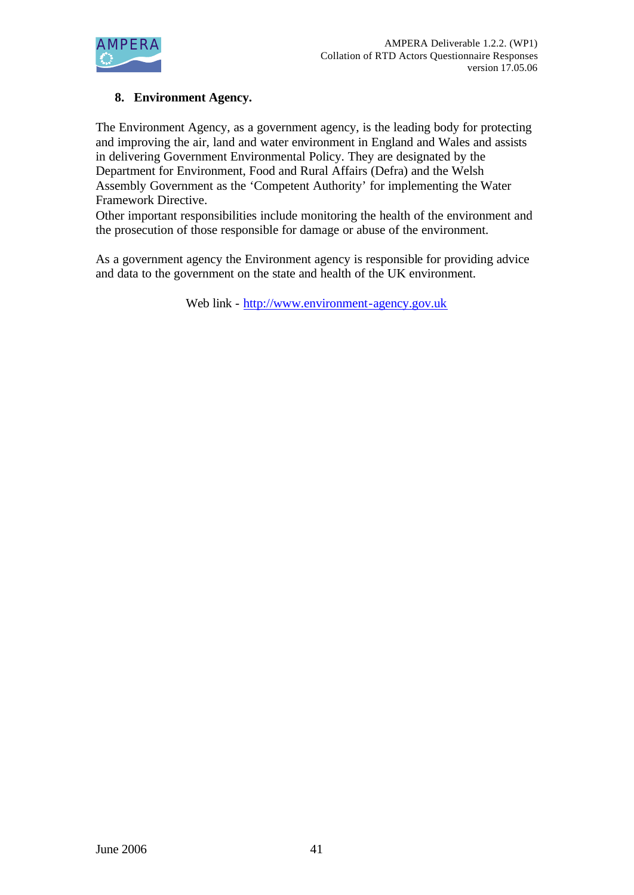## 8. Environment Agency.

The Environment Agency, as a government agency, is the leading body for protecting and improving the air, land and water environment in England and Wales and assists in delivering Government Environmental Policy. They are designated by the Department for Environment, Food and Rural Affairs (Defra) and the Welsh Assembly Government as the 'Competent Authority' for implementing the Water Framework Directive.
Other important responsibilities include monitoring the health of the environment and the prosecution of those responsible for damage or abuse of the environment.

As a government agency the Environment agency is responsible for providing advice and data to the government on the state and health of the UK environment.

Web link - http://www.environment-agency.gov.uk